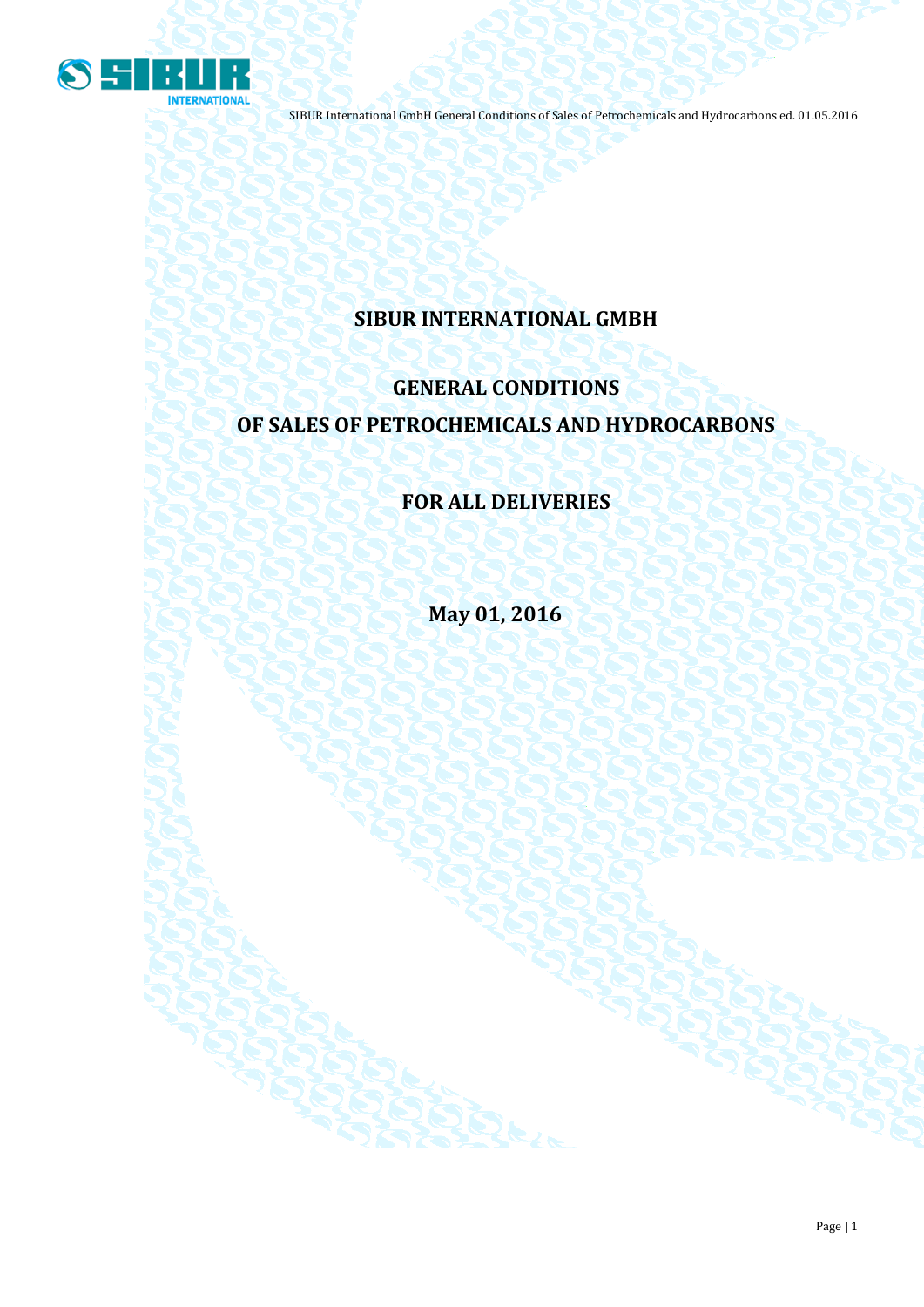# SIBUR INTERNATIONAL GMBH

# GENERAL CONDITIONS
# OF SALES OF PETROCHEMICALS AND HYDROCARBONS

## FOR ALL DELIVERIES

**May 01, 2016**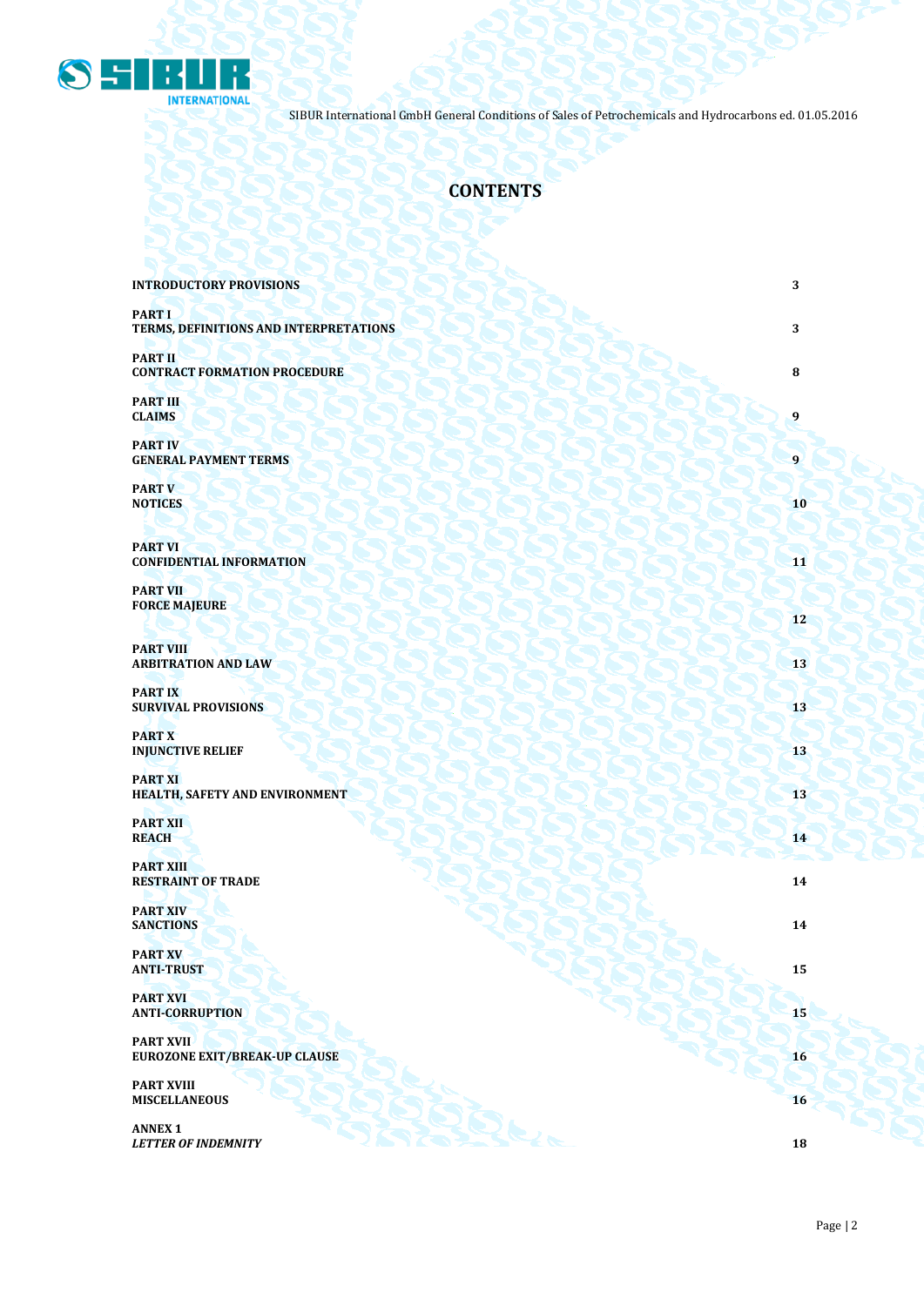# CONTENTS

| | |
|---|---|
| **INTRODUCTORY PROVISIONS** | **3** |
| **PART I**<br>**TERMS, DEFINITIONS AND INTERPRETATIONS** | **3** |
| **PART II**<br>**CONTRACT FORMATION PROCEDURE** | **8** |
| **PART III**<br>**CLAIMS** | **9** |
| **PART IV**<br>**GENERAL PAYMENT TERMS** | **9** |
| **PART V**<br>**NOTICES** | **10** |
| **PART VI**<br>**CONFIDENTIAL INFORMATION** | **11** |
| **PART VII**<br>**FORCE MAJEURE** | **12** |
| **PART VIII**<br>**ARBITRATION AND LAW** | **13** |
| **PART IX**<br>**SURVIVAL PROVISIONS** | **13** |
| **PART X**<br>**INJUNCTIVE RELIEF** | **13** |
| **PART XI**<br>**HEALTH, SAFETY AND ENVIRONMENT** | **13** |
| **PART XII**<br>**REACH** | **14** |
| **PART XIII**<br>**RESTRAINT OF TRADE** | **14** |
| **PART XIV**<br>**SANCTIONS** | **14** |
| **PART XV**<br>**ANTI-TRUST** | **15** |
| **PART XVI**<br>**ANTI-CORRUPTION** | **15** |
| **PART XVII**<br>**EUROZONE EXIT/BREAK-UP CLAUSE** | **16** |
| **PART XVIII**<br>**MISCELLANEOUS** | **16** |
| **ANNEX 1**<br>***LETTER OF INDEMNITY*** | **18** |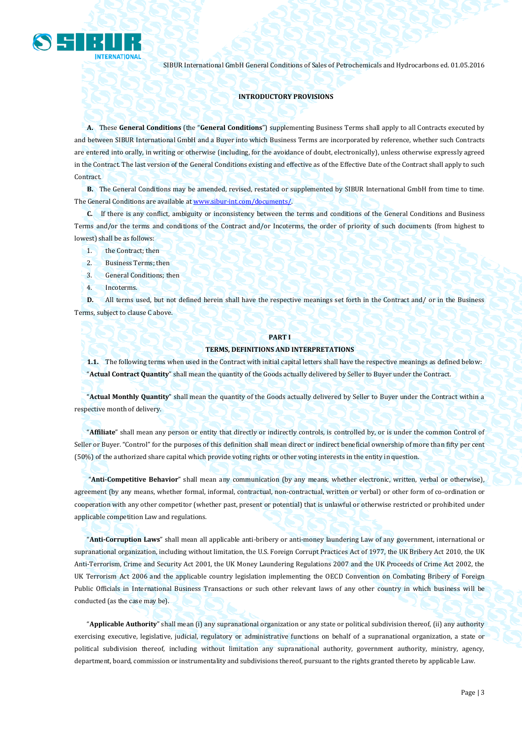### INTRODUCTORY PROVISIONS

**A.** These **General Conditions** (the "**General Conditions**") supplementing Business Terms shall apply to all Contracts executed by and between SIBUR International GmbH and a Buyer into which Business Terms are incorporated by reference, whether such Contracts are entered into orally, in writing or otherwise (including, for the avoidance of doubt, electronically), unless otherwise expressly agreed in the Contract. The last version of the General Conditions existing and effective as of the Effective Date of the Contract shall apply to such Contract.

**B.** The General Conditions may be amended, revised, restated or supplemented by SIBUR International GmbH from time to time. The General Conditions are available at [www.sibur-int.com/documents/](www.sibur-int.com/documents/).

**C.** If there is any conflict, ambiguity or inconsistency between the terms and conditions of the General Conditions and Business Terms and/or the terms and conditions of the Contract and/or Incoterms, the order of priority of such documents (from highest to lowest) shall be as follows:

1. the Contract; then
2. Business Terms; then
3. General Conditions; then
4. Incoterms.

**D.** All terms used, but not defined herein shall have the respective meanings set forth in the Contract and/ or in the Business Terms, subject to clause C above.

## PART I
### TERMS, DEFINITIONS AND INTERPRETATIONS

**1.1.** The following terms when used in the Contract with initial capital letters shall have the respective meanings as defined below:

"**Actual Contract Quantity**" shall mean the quantity of the Goods actually delivered by Seller to Buyer under the Contract.

"**Actual Monthly Quantity**" shall mean the quantity of the Goods actually delivered by Seller to Buyer under the Contract within a respective month of delivery.

"**Affiliate**" shall mean any person or entity that directly or indirectly controls, is controlled by, or is under the common Control of Seller or Buyer. "Control" for the purposes of this definition shall mean direct or indirect beneficial ownership of more than fifty per cent (50%) of the authorized share capital which provide voting rights or other voting interests in the entity in question.

"**Anti-Competitive Behavior**" shall mean any communication (by any means, whether electronic, written, verbal or otherwise), agreement (by any means, whether formal, informal, contractual, non-contractual, written or verbal) or other form of co-ordination or cooperation with any other competitor (whether past, present or potential) that is unlawful or otherwise restricted or prohibited under applicable competition Law and regulations.

"**Anti-Corruption Laws**" shall mean all applicable anti-bribery or anti-money laundering Law of any government, international or supranational organization, including without limitation, the U.S. Foreign Corrupt Practices Act of 1977, the UK Bribery Act 2010, the UK Anti-Terrorism, Crime and Security Act 2001, the UK Money Laundering Regulations 2007 and the UK Proceeds of Crime Act 2002, the UK Terrorism Act 2006 and the applicable country legislation implementing the OECD Convention on Combating Bribery of Foreign Public Officials in International Business Transactions or such other relevant laws of any other country in which business will be conducted (as the case may be).

"**Applicable Authority**" shall mean (i) any supranational organization or any state or political subdivision thereof, (ii) any authority exercising executive, legislative, judicial, regulatory or administrative functions on behalf of a supranational organization, a state or political subdivision thereof, including without limitation any supranational authority, government authority, ministry, agency, department, board, commission or instrumentality and subdivisions thereof, pursuant to the rights granted thereto by applicable Law.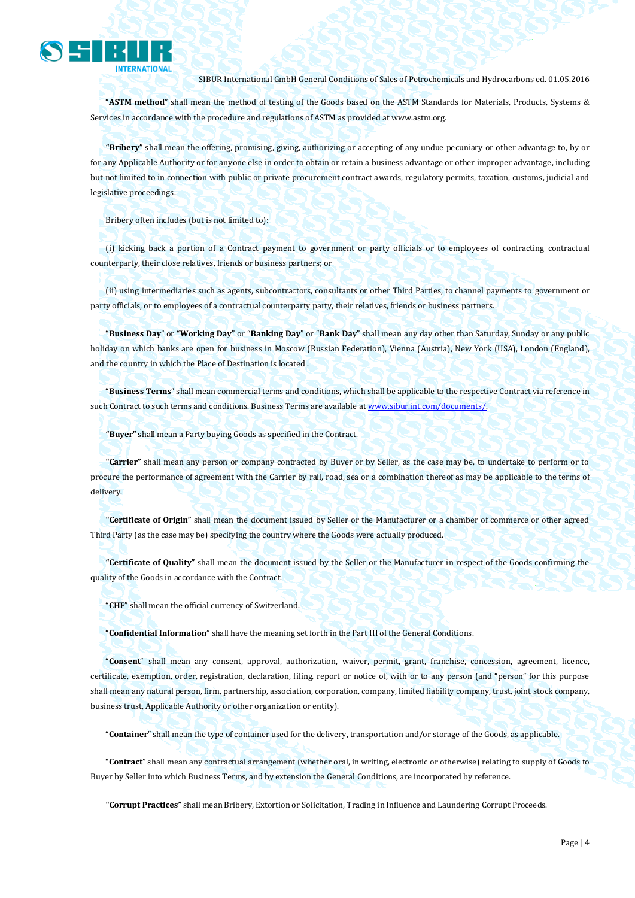"**ASTM method**" shall mean the method of testing of the Goods based on the ASTM Standards for Materials, Products, Systems & Services in accordance with the procedure and regulations of ASTM as provided at www.astm.org.

**"Bribery"** shall mean the offering, promising, giving, authorizing or accepting of any undue pecuniary or other advantage to, by or for any Applicable Authority or for anyone else in order to obtain or retain a business advantage or other improper advantage, including but not limited to in connection with public or private procurement contract awards, regulatory permits, taxation, customs, judicial and legislative proceedings.

Bribery often includes (but is not limited to):

(i) kicking back a portion of a Contract payment to government or party officials or to employees of contracting contractual counterparty, their close relatives, friends or business partners; or

(ii) using intermediaries such as agents, subcontractors, consultants or other Third Parties, to channel payments to government or party officials, or to employees of a contractual counterparty party, their relatives, friends or business partners.

"**Business Day**" or "**Working Day**" or "**Banking Day**" or "**Bank Day**" shall mean any day other than Saturday, Sunday or any public holiday on which banks are open for business in Moscow (Russian Federation), Vienna (Austria), New York (USA), London (England), and the country in which the Place of Destination is located .

"**Business Terms**" shall mean commercial terms and conditions, which shall be applicable to the respective Contract via reference in such Contract to such terms and conditions. Business Terms are available at www.sibur.int.com/documents/.

**"Buyer"** shall mean a Party buying Goods as specified in the Contract.

**"Carrier"** shall mean any person or company contracted by Buyer or by Seller, as the case may be, to undertake to perform or to procure the performance of agreement with the Carrier by rail, road, sea or a combination thereof as may be applicable to the terms of delivery.

**"Certificate of Origin"** shall mean the document issued by Seller or the Manufacturer or a chamber of commerce or other agreed Third Party (as the case may be) specifying the country where the Goods were actually produced.

**"Certificate of Quality"** shall mean the document issued by the Seller or the Manufacturer in respect of the Goods confirming the quality of the Goods in accordance with the Contract.

"**CHF**" shall mean the official currency of Switzerland.

"**Confidential Information**" shall have the meaning set forth in the Part III of the General Conditions.

"**Consent**" shall mean any consent, approval, authorization, waiver, permit, grant, franchise, concession, agreement, licence, certificate, exemption, order, registration, declaration, filing, report or notice of, with or to any person (and "person" for this purpose shall mean any natural person, firm, partnership, association, corporation, company, limited liability company, trust, joint stock company, business trust, Applicable Authority or other organization or entity).

"**Container**" shall mean the type of container used for the delivery, transportation and/or storage of the Goods, as applicable.

"**Contract**" shall mean any contractual arrangement (whether oral, in writing, electronic or otherwise) relating to supply of Goods to Buyer by Seller into which Business Terms, and by extension the General Conditions, are incorporated by reference.

**"Corrupt Practices"** shall mean Bribery, Extortion or Solicitation, Trading in Influence and Laundering Corrupt Proceeds.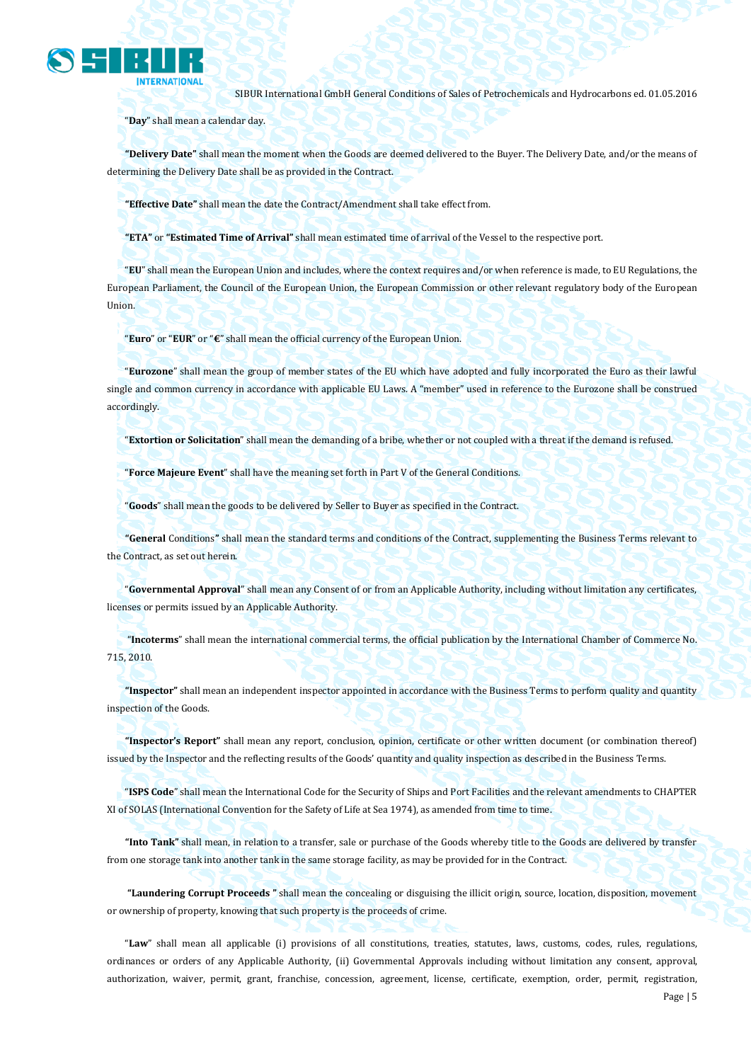"**Day**" shall mean a calendar day.

**"Delivery Date"** shall mean the moment when the Goods are deemed delivered to the Buyer. The Delivery Date, and/or the means of determining the Delivery Date shall be as provided in the Contract.

**"Effective Date"** shall mean the date the Contract/Amendment shall take effect from.

**"ETA"** or **"Estimated Time of Arrival"** shall mean estimated time of arrival of the Vessel to the respective port.

"**EU**" shall mean the European Union and includes, where the context requires and/or when reference is made, to EU Regulations, the European Parliament, the Council of the European Union, the European Commission or other relevant regulatory body of the European Union.

"**Euro**" or "**EUR**" or "**€**" shall mean the official currency of the European Union.

"**Eurozone**" shall mean the group of member states of the EU which have adopted and fully incorporated the Euro as their lawful single and common currency in accordance with applicable EU Laws. A "member" used in reference to the Eurozone shall be construed accordingly.

"**Extortion or Solicitation**" shall mean the demanding of a bribe, whether or not coupled with a threat if the demand is refused.

"**Force Majeure Event**" shall have the meaning set forth in Part V of the General Conditions.

"**Goods**" shall mean the goods to be delivered by Seller to Buyer as specified in the Contract.

**"General** Conditions**"** shall mean the standard terms and conditions of the Contract, supplementing the Business Terms relevant to the Contract, as set out herein.

"**Governmental Approval**" shall mean any Consent of or from an Applicable Authority, including without limitation any certificates, licenses or permits issued by an Applicable Authority.

"**Incoterms**" shall mean the international commercial terms, the official publication by the International Chamber of Commerce No. 715, 2010.

**"Inspector"** shall mean an independent inspector appointed in accordance with the Business Terms to perform quality and quantity inspection of the Goods.

**"Inspector's Report"** shall mean any report, conclusion, opinion, certificate or other written document (or combination thereof) issued by the Inspector and the reflecting results of the Goods' quantity and quality inspection as described in the Business Terms.

"**ISPS Code**" shall mean the International Code for the Security of Ships and Port Facilities and the relevant amendments to CHAPTER XI of SOLAS (International Convention for the Safety of Life at Sea 1974), as amended from time to time.

**"Into Tank"** shall mean, in relation to a transfer, sale or purchase of the Goods whereby title to the Goods are delivered by transfer from one storage tank into another tank in the same storage facility, as may be provided for in the Contract.

**"Laundering Corrupt Proceeds "** shall mean the concealing or disguising the illicit origin, source, location, disposition, movement or ownership of property, knowing that such property is the proceeds of crime.

"**Law**" shall mean all applicable (i) provisions of all constitutions, treaties, statutes, laws, customs, codes, rules, regulations, ordinances or orders of any Applicable Authority, (ii) Governmental Approvals including without limitation any consent, approval, authorization, waiver, permit, grant, franchise, concession, agreement, license, certificate, exemption, order, permit, registration,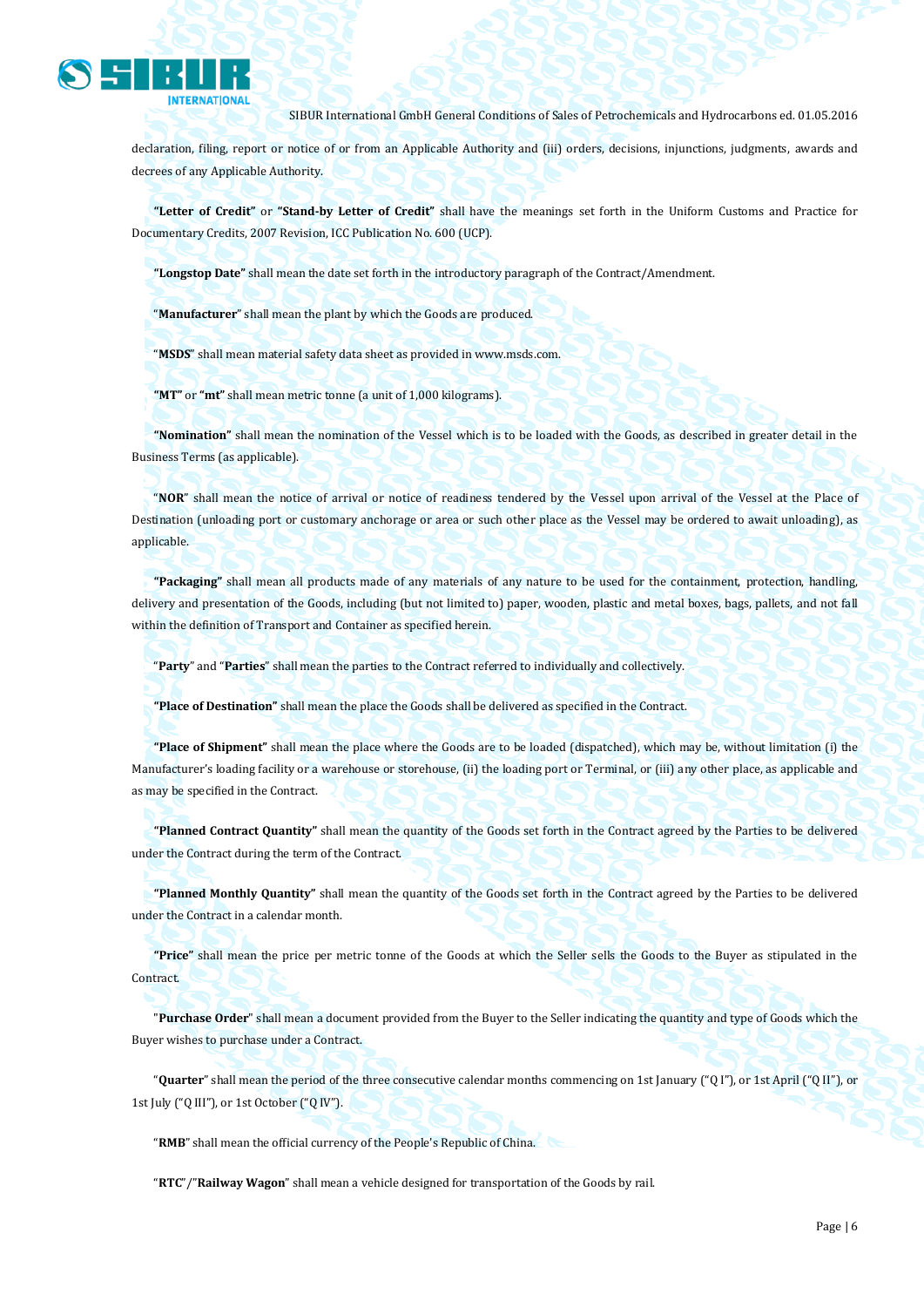declaration, filing, report or notice of or from an Applicable Authority and (iii) orders, decisions, injunctions, judgments, awards and decrees of any Applicable Authority.

**"Letter of Credit"** or **"Stand-by Letter of Credit"** shall have the meanings set forth in the Uniform Customs and Practice for Documentary Credits, 2007 Revision, ICC Publication No. 600 (UCP).

**"Longstop Date"** shall mean the date set forth in the introductory paragraph of the Contract/Amendment.

"**Manufacturer**" shall mean the plant by which the Goods are produced.

"**MSDS**" shall mean material safety data sheet as provided in www.msds.com.

**"MT"** or **"mt"** shall mean metric tonne (a unit of 1,000 kilograms).

**"Nomination"** shall mean the nomination of the Vessel which is to be loaded with the Goods, as described in greater detail in the Business Terms (as applicable).

"**NOR**" shall mean the notice of arrival or notice of readiness tendered by the Vessel upon arrival of the Vessel at the Place of Destination (unloading port or customary anchorage or area or such other place as the Vessel may be ordered to await unloading), as applicable.

**"Packaging"** shall mean all products made of any materials of any nature to be used for the containment, protection, handling, delivery and presentation of the Goods, including (but not limited to) paper, wooden, plastic and metal boxes, bags, pallets, and not fall within the definition of Transport and Container as specified herein.

"**Party**" and "**Parties**" shall mean the parties to the Contract referred to individually and collectively.

**"Place of Destination"** shall mean the place the Goods shall be delivered as specified in the Contract.

**"Place of Shipment"** shall mean the place where the Goods are to be loaded (dispatched), which may be, without limitation (i) the Manufacturer's loading facility or a warehouse or storehouse, (ii) the loading port or Terminal, or (iii) any other place, as applicable and as may be specified in the Contract.

**"Planned Contract Quantity"** shall mean the quantity of the Goods set forth in the Contract agreed by the Parties to be delivered under the Contract during the term of the Contract.

**"Planned Monthly Quantity"** shall mean the quantity of the Goods set forth in the Contract agreed by the Parties to be delivered under the Contract in a calendar month.

**"Price"** shall mean the price per metric tonne of the Goods at which the Seller sells the Goods to the Buyer as stipulated in the Contract.

"**Purchase Order**" shall mean a document provided from the Buyer to the Seller indicating the quantity and type of Goods which the Buyer wishes to purchase under a Contract.

"**Quarter**" shall mean the period of the three consecutive calendar months commencing on 1st January ("Q I"), or 1st April ("Q II"), or 1st July ("Q III"), or 1st October ("Q IV").

"**RMB**" shall mean the official currency of the People's Republic of China.

"**RTC**"/"**Railway Wagon**" shall mean a vehicle designed for transportation of the Goods by rail.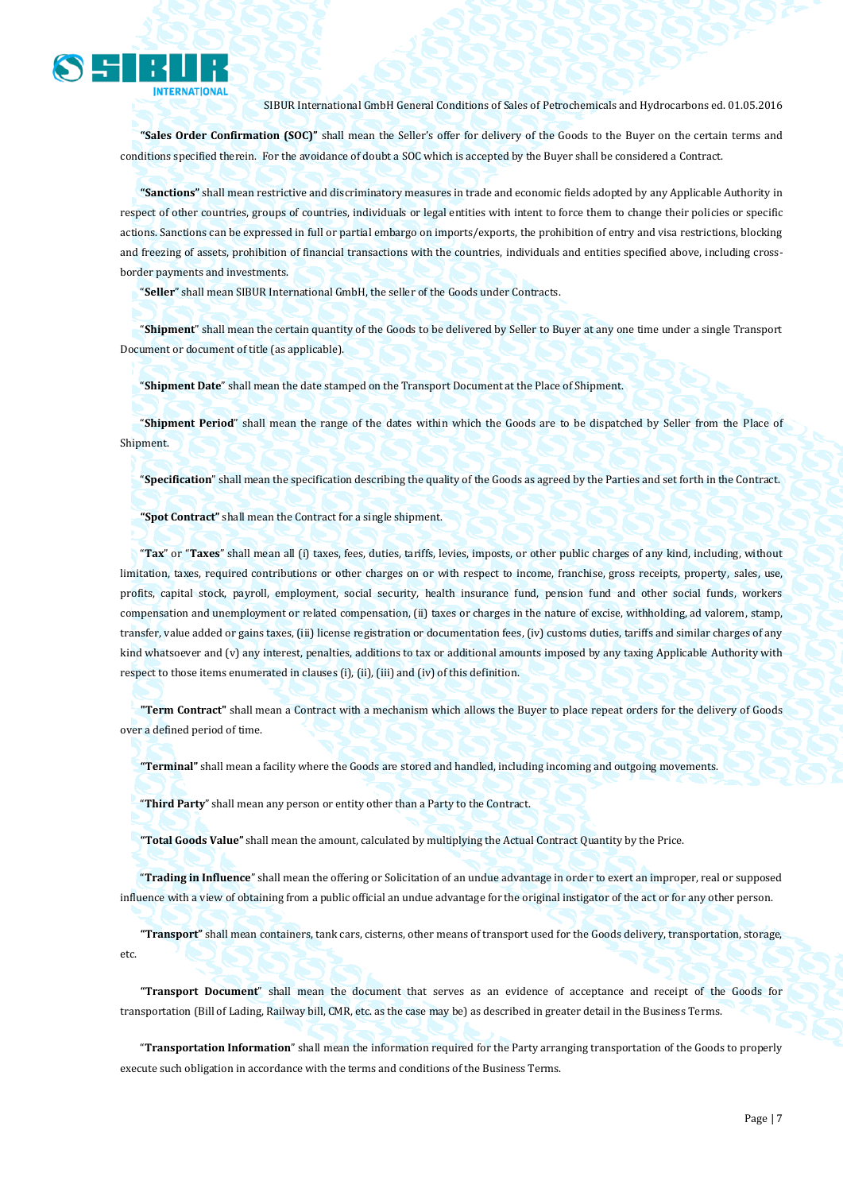**"Sales Order Confirmation (SOC)"** shall mean the Seller's offer for delivery of the Goods to the Buyer on the certain terms and conditions specified therein. For the avoidance of doubt a SOC which is accepted by the Buyer shall be considered a Contract.

**"Sanctions"** shall mean restrictive and discriminatory measures in trade and economic fields adopted by any Applicable Authority in respect of other countries, groups of countries, individuals or legal entities with intent to force them to change their policies or specific actions. Sanctions can be expressed in full or partial embargo on imports/exports, the prohibition of entry and visa restrictions, blocking and freezing of assets, prohibition of financial transactions with the countries, individuals and entities specified above, including cross-border payments and investments.

"**Seller**" shall mean SIBUR International GmbH, the seller of the Goods under Contracts.

"**Shipment**" shall mean the certain quantity of the Goods to be delivered by Seller to Buyer at any one time under a single Transport Document or document of title (as applicable).

"**Shipment Date**" shall mean the date stamped on the Transport Document at the Place of Shipment.

"**Shipment Period**" shall mean the range of the dates within which the Goods are to be dispatched by Seller from the Place of Shipment.

"**Specification**" shall mean the specification describing the quality of the Goods as agreed by the Parties and set forth in the Contract.

**"Spot Contract"** shall mean the Contract for a single shipment.

"**Tax**" or "**Taxes**" shall mean all (i) taxes, fees, duties, tariffs, levies, imposts, or other public charges of any kind, including, without limitation, taxes, required contributions or other charges on or with respect to income, franchise, gross receipts, property, sales, use, profits, capital stock, payroll, employment, social security, health insurance fund, pension fund and other social funds, workers compensation and unemployment or related compensation, (ii) taxes or charges in the nature of excise, withholding, ad valorem, stamp, transfer, value added or gains taxes, (iii) license registration or documentation fees, (iv) customs duties, tariffs and similar charges of any kind whatsoever and (v) any interest, penalties, additions to tax or additional amounts imposed by any taxing Applicable Authority with respect to those items enumerated in clauses (i), (ii), (iii) and (iv) of this definition.

**"Term Contract"** shall mean a Contract with a mechanism which allows the Buyer to place repeat orders for the delivery of Goods over a defined period of time.

**"Terminal"** shall mean a facility where the Goods are stored and handled, including incoming and outgoing movements.

"**Third Party**" shall mean any person or entity other than a Party to the Contract.

**"Total Goods Value"** shall mean the amount, calculated by multiplying the Actual Contract Quantity by the Price.

"**Trading in Influence**" shall mean the offering or Solicitation of an undue advantage in order to exert an improper, real or supposed influence with a view of obtaining from a public official an undue advantage for the original instigator of the act or for any other person.

**"Transport"** shall mean containers, tank cars, cisterns, other means of transport used for the Goods delivery, transportation, storage, etc.

**"Transport Document**" shall mean the document that serves as an evidence of acceptance and receipt of the Goods for transportation (Bill of Lading, Railway bill, CMR, etc. as the case may be) as described in greater detail in the Business Terms.

"**Transportation Information**" shall mean the information required for the Party arranging transportation of the Goods to properly execute such obligation in accordance with the terms and conditions of the Business Terms.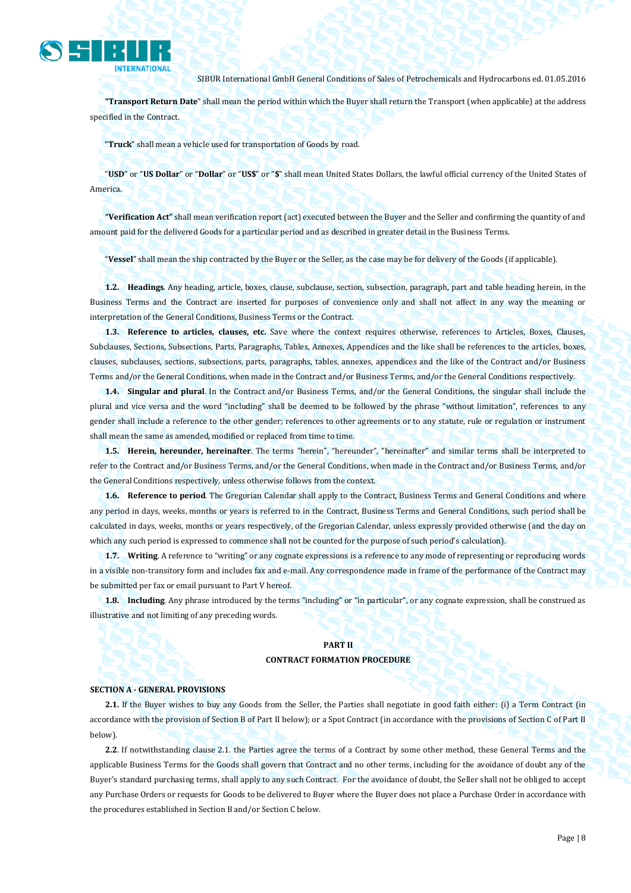"**Transport Return Date**" shall mean the period within which the Buyer shall return the Transport (when applicable) at the address specified in the Contract.

"**Truck**" shall mean a vehicle used for transportation of Goods by road.

"**USD**" or "**US Dollar**" or "**Dollar**" or "**US$**" or "**$**" shall mean United States Dollars, the lawful official currency of the United States of America.

"**Verification Act"** shall mean verification report (act) executed between the Buyer and the Seller and confirming the quantity of and amount paid for the delivered Goods for a particular period and as described in greater detail in the Business Terms.

"**Vessel**" shall mean the ship contracted by the Buyer or the Seller, as the case may be for delivery of the Goods (if applicable).

**1.2. Headings**. Any heading, article, boxes, clause, subclause, section, subsection, paragraph, part and table heading herein, in the Business Terms and the Contract are inserted for purposes of convenience only and shall not affect in any way the meaning or interpretation of the General Conditions, Business Terms or the Contract.

**1.3. Reference to articles, clauses, etc.** Save where the context requires otherwise, references to Articles, Boxes, Clauses, Subclauses, Sections, Subsections, Parts, Paragraphs, Tables, Annexes, Appendices and the like shall be references to the articles, boxes, clauses, subclauses, sections, subsections, parts, paragraphs, tables, annexes, appendices and the like of the Contract and/or Business Terms and/or the General Conditions, when made in the Contract and/or Business Terms, and/or the General Conditions respectively.

**1.4. Singular and plural**. In the Contract and/or Business Terms, and/or the General Conditions, the singular shall include the plural and vice versa and the word "including" shall be deemed to be followed by the phrase "without limitation", references to any gender shall include a reference to the other gender; references to other agreements or to any statute, rule or regulation or instrument shall mean the same as amended, modified or replaced from time to time.

**1.5. Herein, hereunder, hereinafter**. The terms "herein", "hereunder", "hereinafter" and similar terms shall be interpreted to refer to the Contract and/or Business Terms, and/or the General Conditions, when made in the Contract and/or Business Terms, and/or the General Conditions respectively, unless otherwise follows from the context.

**1.6. Reference to period**. The Gregorian Calendar shall apply to the Contract, Business Terms and General Conditions and where any period in days, weeks, months or years is referred to in the Contract, Business Terms and General Conditions, such period shall be calculated in days, weeks, months or years respectively, of the Gregorian Calendar, unless expressly provided otherwise (and the day on which any such period is expressed to commence shall not be counted for the purpose of such period's calculation).

**1.7. Writing**. A reference to "writing" or any cognate expressions is a reference to any mode of representing or reproducing words in a visible non-transitory form and includes fax and e-mail. Any correspondence made in frame of the performance of the Contract may be submitted per fax or email pursuant to Part V hereof.

**1.8. Including**. Any phrase introduced by the terms "including" or "in particular", or any cognate expression, shall be construed as illustrative and not limiting of any preceding words.

## PART II
## CONTRACT FORMATION PROCEDURE

### SECTION A - GENERAL PROVISIONS

**2.1.** If the Buyer wishes to buy any Goods from the Seller, the Parties shall negotiate in good faith either: (i) a Term Contract (in accordance with the provision of Section B of Part II below); or a Spot Contract (in accordance with the provisions of Section C of Part II below).

**2.2**. If notwithstanding clause 2.1. the Parties agree the terms of a Contract by some other method, these General Terms and the applicable Business Terms for the Goods shall govern that Contract and no other terms, including for the avoidance of doubt any of the Buyer's standard purchasing terms, shall apply to any such Contract. For the avoidance of doubt, the Seller shall not be obliged to accept any Purchase Orders or requests for Goods to be delivered to Buyer where the Buyer does not place a Purchase Order in accordance with the procedures established in Section B and/or Section C below.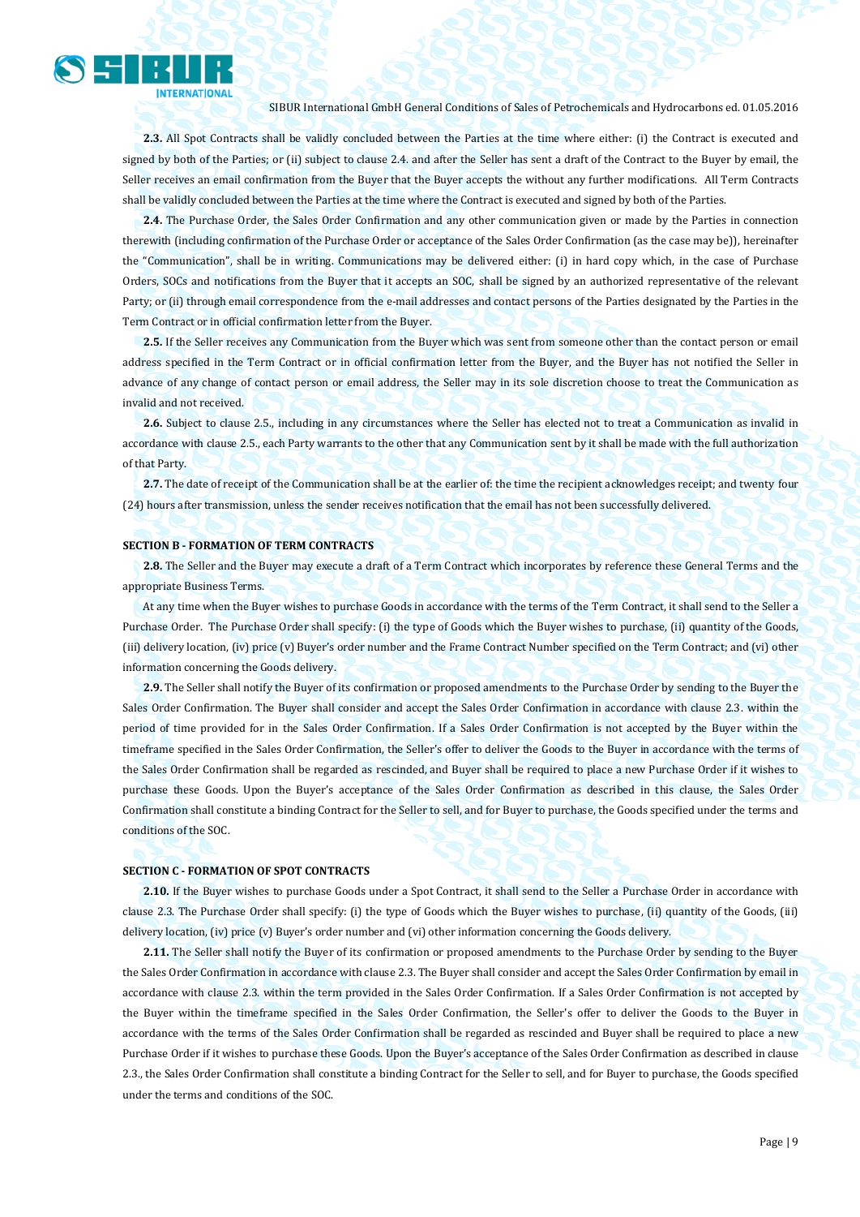**2.3.** All Spot Contracts shall be validly concluded between the Parties at the time where either: (i) the Contract is executed and signed by both of the Parties; or (ii) subject to clause 2.4. and after the Seller has sent a draft of the Contract to the Buyer by email, the Seller receives an email confirmation from the Buyer that the Buyer accepts the without any further modifications. All Term Contracts shall be validly concluded between the Parties at the time where the Contract is executed and signed by both of the Parties.

**2.4.** The Purchase Order, the Sales Order Confirmation and any other communication given or made by the Parties in connection therewith (including confirmation of the Purchase Order or acceptance of the Sales Order Confirmation (as the case may be)), hereinafter the "Communication", shall be in writing. Communications may be delivered either: (i) in hard copy which, in the case of Purchase Orders, SOCs and notifications from the Buyer that it accepts an SOC, shall be signed by an authorized representative of the relevant Party; or (ii) through email correspondence from the e-mail addresses and contact persons of the Parties designated by the Parties in the Term Contract or in official confirmation letter from the Buyer.

**2.5.** If the Seller receives any Communication from the Buyer which was sent from someone other than the contact person or email address specified in the Term Contract or in official confirmation letter from the Buyer, and the Buyer has not notified the Seller in advance of any change of contact person or email address, the Seller may in its sole discretion choose to treat the Communication as invalid and not received.

**2.6.** Subject to clause 2.5., including in any circumstances where the Seller has elected not to treat a Communication as invalid in accordance with clause 2.5., each Party warrants to the other that any Communication sent by it shall be made with the full authorization of that Party.

**2.7.** The date of receipt of the Communication shall be at the earlier of: the time the recipient acknowledges receipt; and twenty four (24) hours after transmission, unless the sender receives notification that the email has not been successfully delivered.

**SECTION B - FORMATION OF TERM CONTRACTS**

**2.8.** The Seller and the Buyer may execute a draft of a Term Contract which incorporates by reference these General Terms and the appropriate Business Terms.

At any time when the Buyer wishes to purchase Goods in accordance with the terms of the Term Contract, it shall send to the Seller a Purchase Order. The Purchase Order shall specify: (i) the type of Goods which the Buyer wishes to purchase, (ii) quantity of the Goods, (iii) delivery location, (iv) price (v) Buyer's order number and the Frame Contract Number specified on the Term Contract; and (vi) other information concerning the Goods delivery.

**2.9.** The Seller shall notify the Buyer of its confirmation or proposed amendments to the Purchase Order by sending to the Buyer the Sales Order Confirmation. The Buyer shall consider and accept the Sales Order Confirmation in accordance with clause 2.3. within the period of time provided for in the Sales Order Confirmation. If a Sales Order Confirmation is not accepted by the Buyer within the timeframe specified in the Sales Order Confirmation, the Seller's offer to deliver the Goods to the Buyer in accordance with the terms of the Sales Order Confirmation shall be regarded as rescinded, and Buyer shall be required to place a new Purchase Order if it wishes to purchase these Goods. Upon the Buyer's acceptance of the Sales Order Confirmation as described in this clause, the Sales Order Confirmation shall constitute a binding Contract for the Seller to sell, and for Buyer to purchase, the Goods specified under the terms and conditions of the SOC.

**SECTION C - FORMATION OF SPOT CONTRACTS**

**2.10.** If the Buyer wishes to purchase Goods under a Spot Contract, it shall send to the Seller a Purchase Order in accordance with clause 2.3. The Purchase Order shall specify: (i) the type of Goods which the Buyer wishes to purchase, (ii) quantity of the Goods, (iii) delivery location, (iv) price (v) Buyer's order number and (vi) other information concerning the Goods delivery.

**2.11.** The Seller shall notify the Buyer of its confirmation or proposed amendments to the Purchase Order by sending to the Buyer the Sales Order Confirmation in accordance with clause 2.3. The Buyer shall consider and accept the Sales Order Confirmation by email in accordance with clause 2.3. within the term provided in the Sales Order Confirmation. If a Sales Order Confirmation is not accepted by the Buyer within the timeframe specified in the Sales Order Confirmation, the Seller's offer to deliver the Goods to the Buyer in accordance with the terms of the Sales Order Confirmation shall be regarded as rescinded and Buyer shall be required to place a new Purchase Order if it wishes to purchase these Goods. Upon the Buyer's acceptance of the Sales Order Confirmation as described in clause 2.3., the Sales Order Confirmation shall constitute a binding Contract for the Seller to sell, and for Buyer to purchase, the Goods specified under the terms and conditions of the SOC.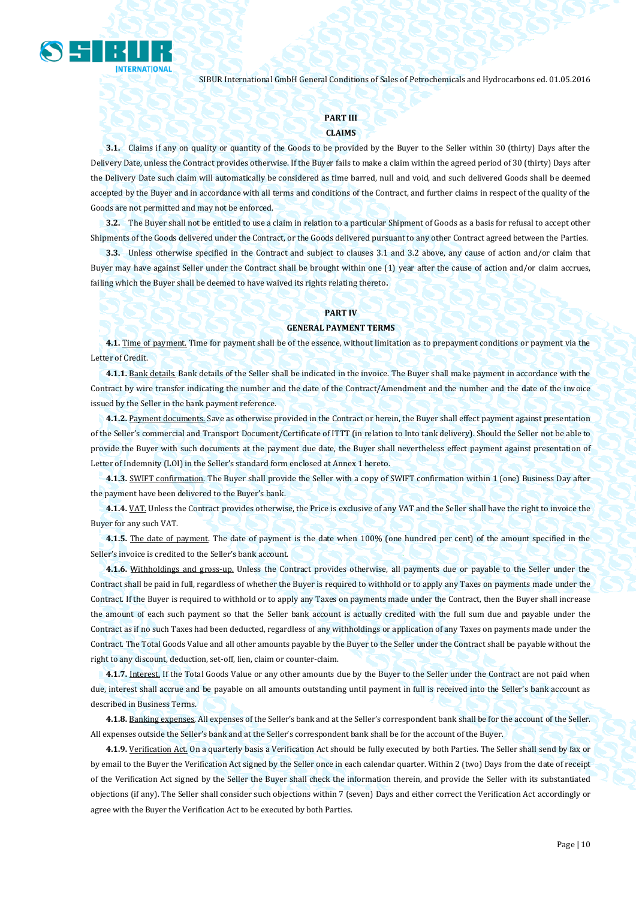**PART III**

**CLAIMS**

**3.1.** Claims if any on quality or quantity of the Goods to be provided by the Buyer to the Seller within 30 (thirty) Days after the Delivery Date, unless the Contract provides otherwise. If the Buyer fails to make a claim within the agreed period of 30 (thirty) Days after the Delivery Date such claim will automatically be considered as time barred, null and void, and such delivered Goods shall be deemed accepted by the Buyer and in accordance with all terms and conditions of the Contract, and further claims in respect of the quality of the Goods are not permitted and may not be enforced.

**3.2.** The Buyer shall not be entitled to use a claim in relation to a particular Shipment of Goods as a basis for refusal to accept other Shipments of the Goods delivered under the Contract, or the Goods delivered pursuant to any other Contract agreed between the Parties.

**3.3.** Unless otherwise specified in the Contract and subject to clauses 3.1 and 3.2 above, any cause of action and/or claim that Buyer may have against Seller under the Contract shall be brought within one (1) year after the cause of action and/or claim accrues, failing which the Buyer shall be deemed to have waived its rights relating thereto.

**PART IV**

**GENERAL PAYMENT TERMS**

**4.1.** Time of payment. Time for payment shall be of the essence, without limitation as to prepayment conditions or payment via the Letter of Credit.

**4.1.1.** Bank details. Bank details of the Seller shall be indicated in the invoice. The Buyer shall make payment in accordance with the Contract by wire transfer indicating the number and the date of the Contract/Amendment and the number and the date of the invoice issued by the Seller in the bank payment reference.

**4.1.2.** Payment documents. Save as otherwise provided in the Contract or herein, the Buyer shall effect payment against presentation of the Seller's commercial and Transport Document/Certificate of ITTT (in relation to Into tank delivery). Should the Seller not be able to provide the Buyer with such documents at the payment due date, the Buyer shall nevertheless effect payment against presentation of Letter of Indemnity (LOI) in the Seller's standard form enclosed at Annex 1 hereto.

**4.1.3.** SWIFT confirmation. The Buyer shall provide the Seller with a copy of SWIFT confirmation within 1 (one) Business Day after the payment have been delivered to the Buyer's bank.

**4.1.4.** VAT. Unless the Contract provides otherwise, the Price is exclusive of any VAT and the Seller shall have the right to invoice the Buyer for any such VAT.

**4.1.5.** The date of payment. The date of payment is the date when 100% (one hundred per cent) of the amount specified in the Seller's invoice is credited to the Seller's bank account.

**4.1.6.** Withholdings and gross-up. Unless the Contract provides otherwise, all payments due or payable to the Seller under the Contract shall be paid in full, regardless of whether the Buyer is required to withhold or to apply any Taxes on payments made under the Contract. If the Buyer is required to withhold or to apply any Taxes on payments made under the Contract, then the Buyer shall increase the amount of each such payment so that the Seller bank account is actually credited with the full sum due and payable under the Contract as if no such Taxes had been deducted, regardless of any withholdings or application of any Taxes on payments made under the Contract. The Total Goods Value and all other amounts payable by the Buyer to the Seller under the Contract shall be payable without the right to any discount, deduction, set-off, lien, claim or counter-claim.

**4.1.7.** Interest. If the Total Goods Value or any other amounts due by the Buyer to the Seller under the Contract are not paid when due, interest shall accrue and be payable on all amounts outstanding until payment in full is received into the Seller's bank account as described in Business Terms.

**4.1.8.** Banking expenses. All expenses of the Seller's bank and at the Seller's correspondent bank shall be for the account of the Seller. All expenses outside the Seller's bank and at the Seller's correspondent bank shall be for the account of the Buyer.

**4.1.9.** Verification Act. On a quarterly basis a Verification Act should be fully executed by both Parties. The Seller shall send by fax or by email to the Buyer the Verification Act signed by the Seller once in each calendar quarter. Within 2 (two) Days from the date of receipt of the Verification Act signed by the Seller the Buyer shall check the information therein, and provide the Seller with its substantiated objections (if any). The Seller shall consider such objections within 7 (seven) Days and either correct the Verification Act accordingly or agree with the Buyer the Verification Act to be executed by both Parties.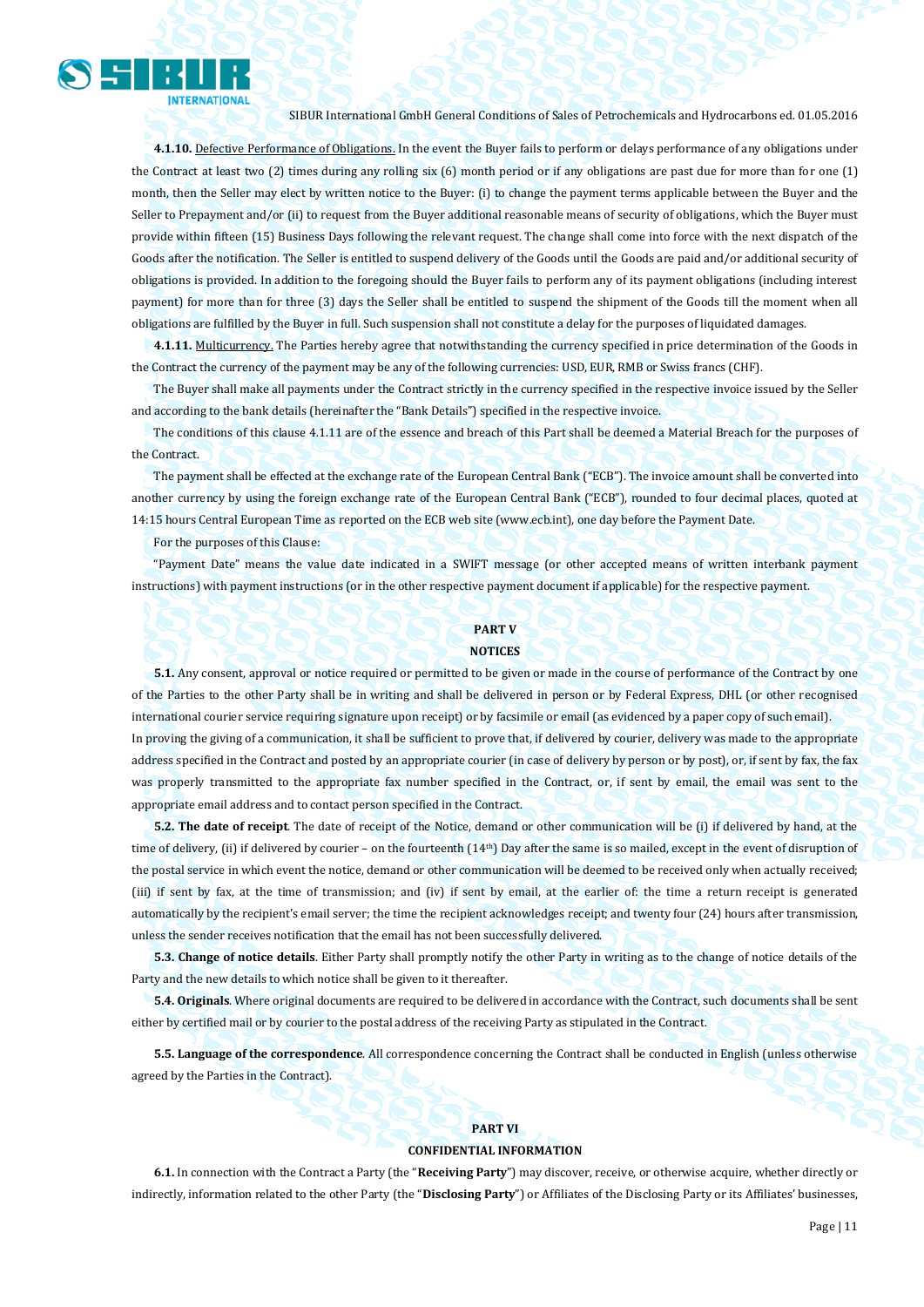**4.1.10.** Defective Performance of Obligations. In the event the Buyer fails to perform or delays performance of any obligations under the Contract at least two (2) times during any rolling six (6) month period or if any obligations are past due for more than for one (1) month, then the Seller may elect by written notice to the Buyer: (i) to change the payment terms applicable between the Buyer and the Seller to Prepayment and/or (ii) to request from the Buyer additional reasonable means of security of obligations, which the Buyer must provide within fifteen (15) Business Days following the relevant request. The change shall come into force with the next dispatch of the Goods after the notification. The Seller is entitled to suspend delivery of the Goods until the Goods are paid and/or additional security of obligations is provided. In addition to the foregoing should the Buyer fails to perform any of its payment obligations (including interest payment) for more than for three (3) days the Seller shall be entitled to suspend the shipment of the Goods till the moment when all obligations are fulfilled by the Buyer in full. Such suspension shall not constitute a delay for the purposes of liquidated damages.

**4.1.11.** Multicurrency. The Parties hereby agree that notwithstanding the currency specified in price determination of the Goods in the Contract the currency of the payment may be any of the following currencies: USD, EUR, RMB or Swiss francs (CHF).

The Buyer shall make all payments under the Contract strictly in the currency specified in the respective invoice issued by the Seller and according to the bank details (hereinafter the "Bank Details") specified in the respective invoice.

The conditions of this clause 4.1.11 are of the essence and breach of this Part shall be deemed a Material Breach for the purposes of the Contract.

The payment shall be effected at the exchange rate of the European Central Bank ("ECB"). The invoice amount shall be converted into another currency by using the foreign exchange rate of the European Central Bank ("ECB"), rounded to four decimal places, quoted at 14:15 hours Central European Time as reported on the ECB web site (www.ecb.int), one day before the Payment Date.

For the purposes of this Clause:

"Payment Date" means the value date indicated in a SWIFT message (or other accepted means of written interbank payment instructions) with payment instructions (or in the other respective payment document if applicable) for the respective payment.

## PART V
## NOTICES

**5.1.** Any consent, approval or notice required or permitted to be given or made in the course of performance of the Contract by one of the Parties to the other Party shall be in writing and shall be delivered in person or by Federal Express, DHL (or other recognised international courier service requiring signature upon receipt) or by facsimile or email (as evidenced by a paper copy of such email).
In proving the giving of a communication, it shall be sufficient to prove that, if delivered by courier, delivery was made to the appropriate address specified in the Contract and posted by an appropriate courier (in case of delivery by person or by post), or, if sent by fax, the fax was properly transmitted to the appropriate fax number specified in the Contract, or, if sent by email, the email was sent to the appropriate email address and to contact person specified in the Contract.

**5.2. The date of receipt**. The date of receipt of the Notice, demand or other communication will be (i) if delivered by hand, at the time of delivery, (ii) if delivered by courier – on the fourteenth (14th) Day after the same is so mailed, except in the event of disruption of the postal service in which event the notice, demand or other communication will be deemed to be received only when actually received; (iii) if sent by fax, at the time of transmission; and (iv) if sent by email, at the earlier of: the time a return receipt is generated automatically by the recipient's email server; the time the recipient acknowledges receipt; and twenty four (24) hours after transmission, unless the sender receives notification that the email has not been successfully delivered.

**5.3. Change of notice details**. Either Party shall promptly notify the other Party in writing as to the change of notice details of the Party and the new details to which notice shall be given to it thereafter.

**5.4. Originals**. Where original documents are required to be delivered in accordance with the Contract, such documents shall be sent either by certified mail or by courier to the postal address of the receiving Party as stipulated in the Contract.

**5.5. Language of the correspondence**. All correspondence concerning the Contract shall be conducted in English (unless otherwise agreed by the Parties in the Contract).

## PART VI
## CONFIDENTIAL INFORMATION

**6.1.** In connection with the Contract a Party (the "**Receiving Party**") may discover, receive, or otherwise acquire, whether directly or indirectly, information related to the other Party (the "**Disclosing Party**") or Affiliates of the Disclosing Party or its Affiliates' businesses,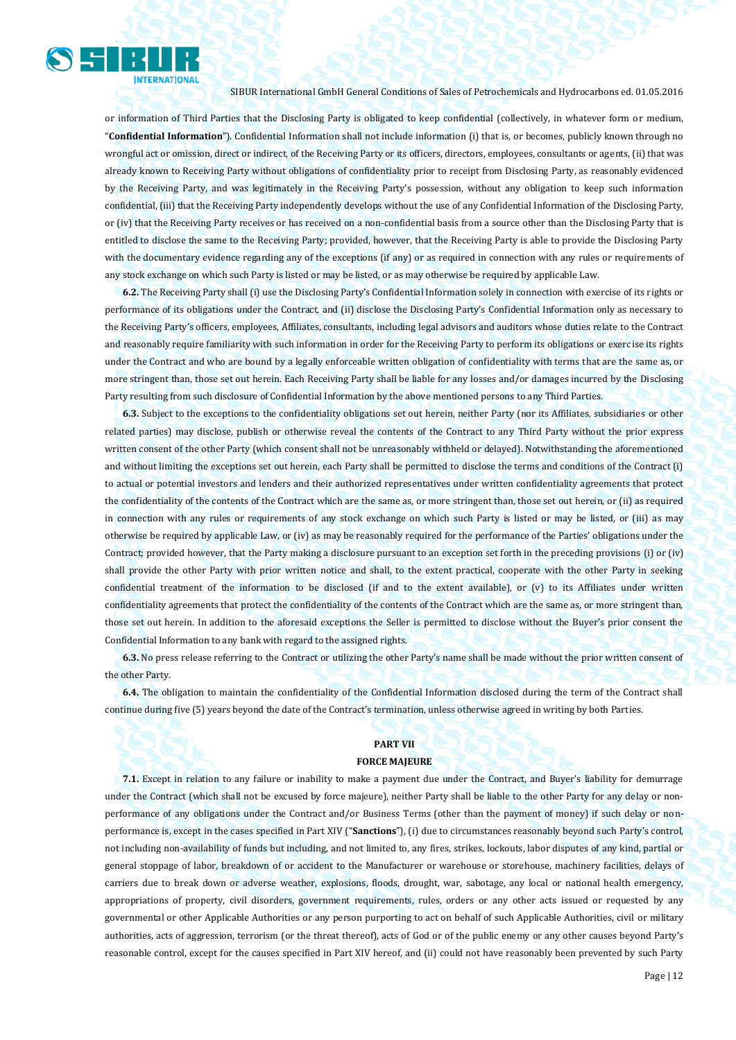or information of Third Parties that the Disclosing Party is obligated to keep confidential (collectively, in whatever form or medium, "**Confidential Information**"). Confidential Information shall not include information (i) that is, or becomes, publicly known through no wrongful act or omission, direct or indirect, of the Receiving Party or its officers, directors, employees, consultants or agents, (ii) that was already known to Receiving Party without obligations of confidentiality prior to receipt from Disclosing Party, as reasonably evidenced by the Receiving Party, and was legitimately in the Receiving Party's possession, without any obligation to keep such information confidential, (iii) that the Receiving Party independently develops without the use of any Confidential Information of the Disclosing Party, or (iv) that the Receiving Party receives or has received on a non-confidential basis from a source other than the Disclosing Party that is entitled to disclose the same to the Receiving Party; provided, however, that the Receiving Party is able to provide the Disclosing Party with the documentary evidence regarding any of the exceptions (if any) or as required in connection with any rules or requirements of any stock exchange on which such Party is listed or may be listed, or as may otherwise be required by applicable Law.

**6.2.** The Receiving Party shall (i) use the Disclosing Party's Confidential Information solely in connection with exercise of its rights or performance of its obligations under the Contract, and (ii) disclose the Disclosing Party's Confidential Information only as necessary to the Receiving Party's officers, employees, Affiliates, consultants, including legal advisors and auditors whose duties relate to the Contract and reasonably require familiarity with such information in order for the Receiving Party to perform its obligations or exercise its rights under the Contract and who are bound by a legally enforceable written obligation of confidentiality with terms that are the same as, or more stringent than, those set out herein. Each Receiving Party shall be liable for any losses and/or damages incurred by the Disclosing Party resulting from such disclosure of Confidential Information by the above mentioned persons to any Third Parties.

**6.3.** Subject to the exceptions to the confidentiality obligations set out herein, neither Party (nor its Affiliates, subsidiaries or other related parties) may disclose, publish or otherwise reveal the contents of the Contract to any Third Party without the prior express written consent of the other Party (which consent shall not be unreasonably withheld or delayed). Notwithstanding the aforementioned and without limiting the exceptions set out herein, each Party shall be permitted to disclose the terms and conditions of the Contract (i) to actual or potential investors and lenders and their authorized representatives under written confidentiality agreements that protect the confidentiality of the contents of the Contract which are the same as, or more stringent than, those set out herein, or (ii) as required in connection with any rules or requirements of any stock exchange on which such Party is listed or may be listed, or (iii) as may otherwise be required by applicable Law, or (iv) as may be reasonably required for the performance of the Parties' obligations under the Contract; provided however, that the Party making a disclosure pursuant to an exception set forth in the preceding provisions (i) or (iv) shall provide the other Party with prior written notice and shall, to the extent practical, cooperate with the other Party in seeking confidential treatment of the information to be disclosed (if and to the extent available), or (v) to its Affiliates under written confidentiality agreements that protect the confidentiality of the contents of the Contract which are the same as, or more stringent than, those set out herein. In addition to the aforesaid exceptions the Seller is permitted to disclose without the Buyer's prior consent the Confidential Information to any bank with regard to the assigned rights.

**6.3.** No press release referring to the Contract or utilizing the other Party's name shall be made without the prior written consent of the other Party.

**6.4.** The obligation to maintain the confidentiality of the Confidential Information disclosed during the term of the Contract shall continue during five (5) years beyond the date of the Contract's termination, unless otherwise agreed in writing by both Parties.

## PART VII
## FORCE MAJEURE

**7.1.** Except in relation to any failure or inability to make a payment due under the Contract, and Buyer's liability for demurrage under the Contract (which shall not be excused by force majeure), neither Party shall be liable to the other Party for any delay or non-performance of any obligations under the Contract and/or Business Terms (other than the payment of money) if such delay or non-performance is, except in the cases specified in Part XIV ("**Sanctions**"), (i) due to circumstances reasonably beyond such Party's control, not including non-availability of funds but including, and not limited to, any fires, strikes, lockouts, labor disputes of any kind, partial or general stoppage of labor, breakdown of or accident to the Manufacturer or warehouse or storehouse, machinery facilities, delays of carriers due to break down or adverse weather, explosions, floods, drought, war, sabotage, any local or national health emergency, appropriations of property, civil disorders, government requirements, rules, orders or any other acts issued or requested by any governmental or other Applicable Authorities or any person purporting to act on behalf of such Applicable Authorities, civil or military authorities, acts of aggression, terrorism (or the threat thereof), acts of God or of the public enemy or any other causes beyond Party's reasonable control, except for the causes specified in Part XIV hereof, and (ii) could not have reasonably been prevented by such Party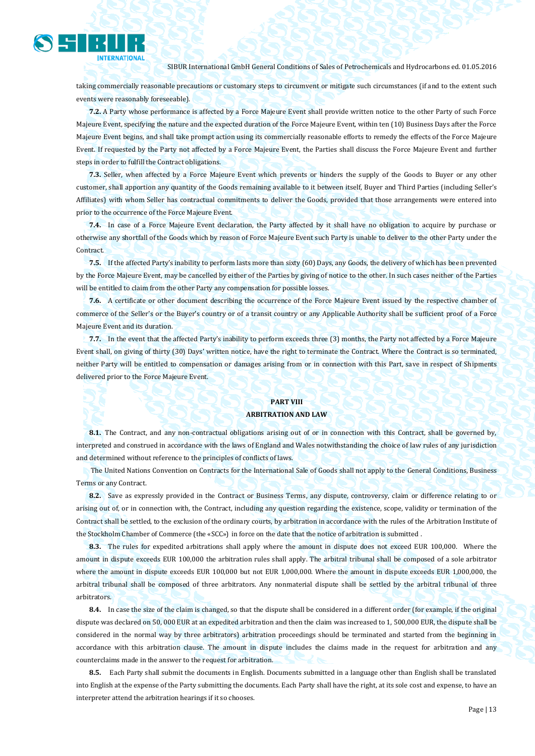taking commercially reasonable precautions or customary steps to circumvent or mitigate such circumstances (if and to the extent such events were reasonably foreseeable).

**7.2.** A Party whose performance is affected by a Force Majeure Event shall provide written notice to the other Party of such Force Majeure Event, specifying the nature and the expected duration of the Force Majeure Event, within ten (10) Business Days after the Force Majeure Event begins, and shall take prompt action using its commercially reasonable efforts to remedy the effects of the Force Majeure Event. If requested by the Party not affected by a Force Majeure Event, the Parties shall discuss the Force Majeure Event and further steps in order to fulfill the Contract obligations.

**7.3.** Seller, when affected by a Force Majeure Event which prevents or hinders the supply of the Goods to Buyer or any other customer, shall apportion any quantity of the Goods remaining available to it between itself, Buyer and Third Parties (including Seller's Affiliates) with whom Seller has contractual commitments to deliver the Goods, provided that those arrangements were entered into prior to the occurrence of the Force Majeure Event.

**7.4.** In case of a Force Majeure Event declaration, the Party affected by it shall have no obligation to acquire by purchase or otherwise any shortfall of the Goods which by reason of Force Majeure Event such Party is unable to deliver to the other Party under the Contract.

**7.5.** If the affected Party's inability to perform lasts more than sixty (60) Days, any Goods, the delivery of which has been prevented by the Force Majeure Event, may be cancelled by either of the Parties by giving of notice to the other. In such cases neither of the Parties will be entitled to claim from the other Party any compensation for possible losses.

**7.6.** A certificate or other document describing the occurrence of the Force Majeure Event issued by the respective chamber of commerce of the Seller's or the Buyer's country or of a transit country or any Applicable Authority shall be sufficient proof of a Force Majeure Event and its duration.

**7.7.** In the event that the affected Party's inability to perform exceeds three (3) months, the Party not affected by a Force Majeure Event shall, on giving of thirty (30) Days' written notice, have the right to terminate the Contract. Where the Contract is so terminated, neither Party will be entitled to compensation or damages arising from or in connection with this Part, save in respect of Shipments delivered prior to the Force Majeure Event.

## PART VIII
## ARBITRATION AND LAW

**8.1.** The Contract, and any non-contractual obligations arising out of or in connection with this Contract, shall be governed by, interpreted and construed in accordance with the laws of England and Wales notwithstanding the choice of law rules of any jurisdiction and determined without reference to the principles of conflicts of laws.

The United Nations Convention on Contracts for the International Sale of Goods shall not apply to the General Conditions, Business Terms or any Contract.

**8.2.** Save as expressly provided in the Contract or Business Terms, any dispute, controversy, claim or difference relating to or arising out of, or in connection with, the Contract, including any question regarding the existence, scope, validity or termination of the Contract shall be settled, to the exclusion of the ordinary courts, by arbitration in accordance with the rules of the Arbitration Institute of the Stockholm Chamber of Commerce (the «SCC») in force on the date that the notice of arbitration is submitted .

**8.3.** The rules for expedited arbitrations shall apply where the amount in dispute does not exceed EUR 100,000. Where the amount in dispute exceeds EUR 100,000 the arbitration rules shall apply. The arbitral tribunal shall be composed of a sole arbitrator where the amount in dispute exceeds EUR 100,000 but not EUR 1,000,000. Where the amount in dispute exceeds EUR 1,000,000, the arbitral tribunal shall be composed of three arbitrators. Any nonmaterial dispute shall be settled by the arbitral tribunal of three arbitrators.

**8.4.** In case the size of the claim is changed, so that the dispute shall be considered in a different order (for example, if the original dispute was declared on 50, 000 EUR at an expedited arbitration and then the claim was increased to 1, 500,000 EUR, the dispute shall be considered in the normal way by three arbitrators) arbitration proceedings should be terminated and started from the beginning in accordance with this arbitration clause. The amount in dispute includes the claims made in the request for arbitration and any counterclaims made in the answer to the request for arbitration.

**8.5.** Each Party shall submit the documents in English. Documents submitted in a language other than English shall be translated into English at the expense of the Party submitting the documents. Each Party shall have the right, at its sole cost and expense, to have an interpreter attend the arbitration hearings if it so chooses.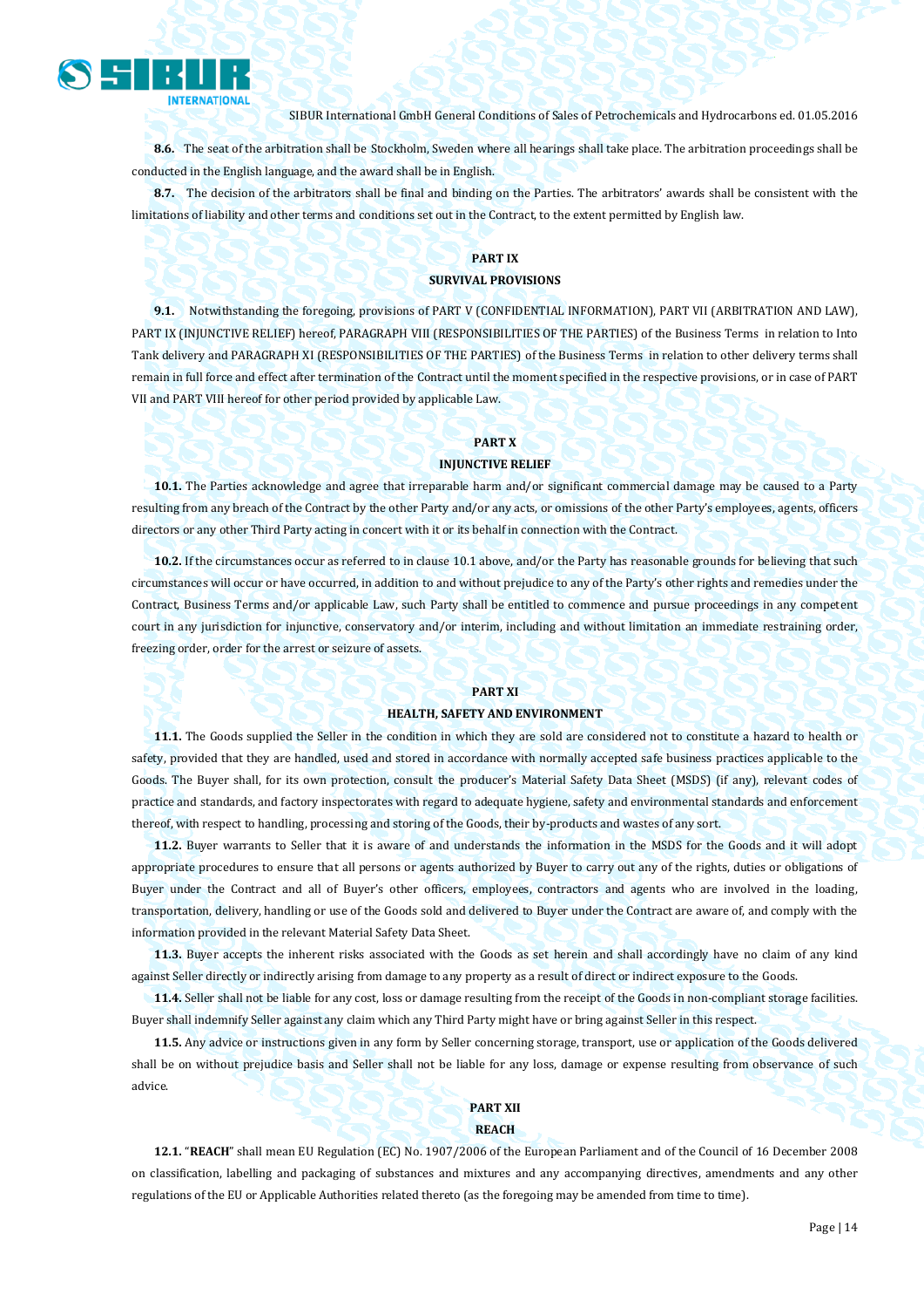**8.6.** The seat of the arbitration shall be Stockholm, Sweden where all hearings shall take place. The arbitration proceedings shall be conducted in the English language, and the award shall be in English.

**8.7.** The decision of the arbitrators shall be final and binding on the Parties. The arbitrators' awards shall be consistent with the limitations of liability and other terms and conditions set out in the Contract, to the extent permitted by English law.

## PART IX
## SURVIVAL PROVISIONS

**9.1.** Notwithstanding the foregoing, provisions of PART V (CONFIDENTIAL INFORMATION), PART VII (ARBITRATION AND LAW), PART IX (INJUNCTIVE RELIEF) hereof, PARAGRAPH VIII (RESPONSIBILITIES OF THE PARTIES) of the Business Terms in relation to Into Tank delivery and PARAGRAPH XI (RESPONSIBILITIES OF THE PARTIES) of the Business Terms in relation to other delivery terms shall remain in full force and effect after termination of the Contract until the moment specified in the respective provisions, or in case of PART VII and PART VIII hereof for other period provided by applicable Law.

## PART X
## INJUNCTIVE RELIEF

**10.1.** The Parties acknowledge and agree that irreparable harm and/or significant commercial damage may be caused to a Party resulting from any breach of the Contract by the other Party and/or any acts, or omissions of the other Party's employees, agents, officers directors or any other Third Party acting in concert with it or its behalf in connection with the Contract.

**10.2.** If the circumstances occur as referred to in clause 10.1 above, and/or the Party has reasonable grounds for believing that such circumstances will occur or have occurred, in addition to and without prejudice to any of the Party's other rights and remedies under the Contract, Business Terms and/or applicable Law, such Party shall be entitled to commence and pursue proceedings in any competent court in any jurisdiction for injunctive, conservatory and/or interim, including and without limitation an immediate restraining order, freezing order, order for the arrest or seizure of assets.

## PART XI
## HEALTH, SAFETY AND ENVIRONMENT

**11.1.** The Goods supplied the Seller in the condition in which they are sold are considered not to constitute a hazard to health or safety, provided that they are handled, used and stored in accordance with normally accepted safe business practices applicable to the Goods. The Buyer shall, for its own protection, consult the producer's Material Safety Data Sheet (MSDS) (if any), relevant codes of practice and standards, and factory inspectorates with regard to adequate hygiene, safety and environmental standards and enforcement thereof, with respect to handling, processing and storing of the Goods, their by-products and wastes of any sort.

**11.2.** Buyer warrants to Seller that it is aware of and understands the information in the MSDS for the Goods and it will adopt appropriate procedures to ensure that all persons or agents authorized by Buyer to carry out any of the rights, duties or obligations of Buyer under the Contract and all of Buyer's other officers, employees, contractors and agents who are involved in the loading, transportation, delivery, handling or use of the Goods sold and delivered to Buyer under the Contract are aware of, and comply with the information provided in the relevant Material Safety Data Sheet.

**11.3.** Buyer accepts the inherent risks associated with the Goods as set herein and shall accordingly have no claim of any kind against Seller directly or indirectly arising from damage to any property as a result of direct or indirect exposure to the Goods.

**11.4.** Seller shall not be liable for any cost, loss or damage resulting from the receipt of the Goods in non-compliant storage facilities. Buyer shall indemnify Seller against any claim which any Third Party might have or bring against Seller in this respect.

**11.5.** Any advice or instructions given in any form by Seller concerning storage, transport, use or application of the Goods delivered shall be on without prejudice basis and Seller shall not be liable for any loss, damage or expense resulting from observance of such advice.

## PART XII
## REACH

**12.1.** "**REACH**" shall mean EU Regulation (EC) No. 1907/2006 of the European Parliament and of the Council of 16 December 2008 on classification, labelling and packaging of substances and mixtures and any accompanying directives, amendments and any other regulations of the EU or Applicable Authorities related thereto (as the foregoing may be amended from time to time).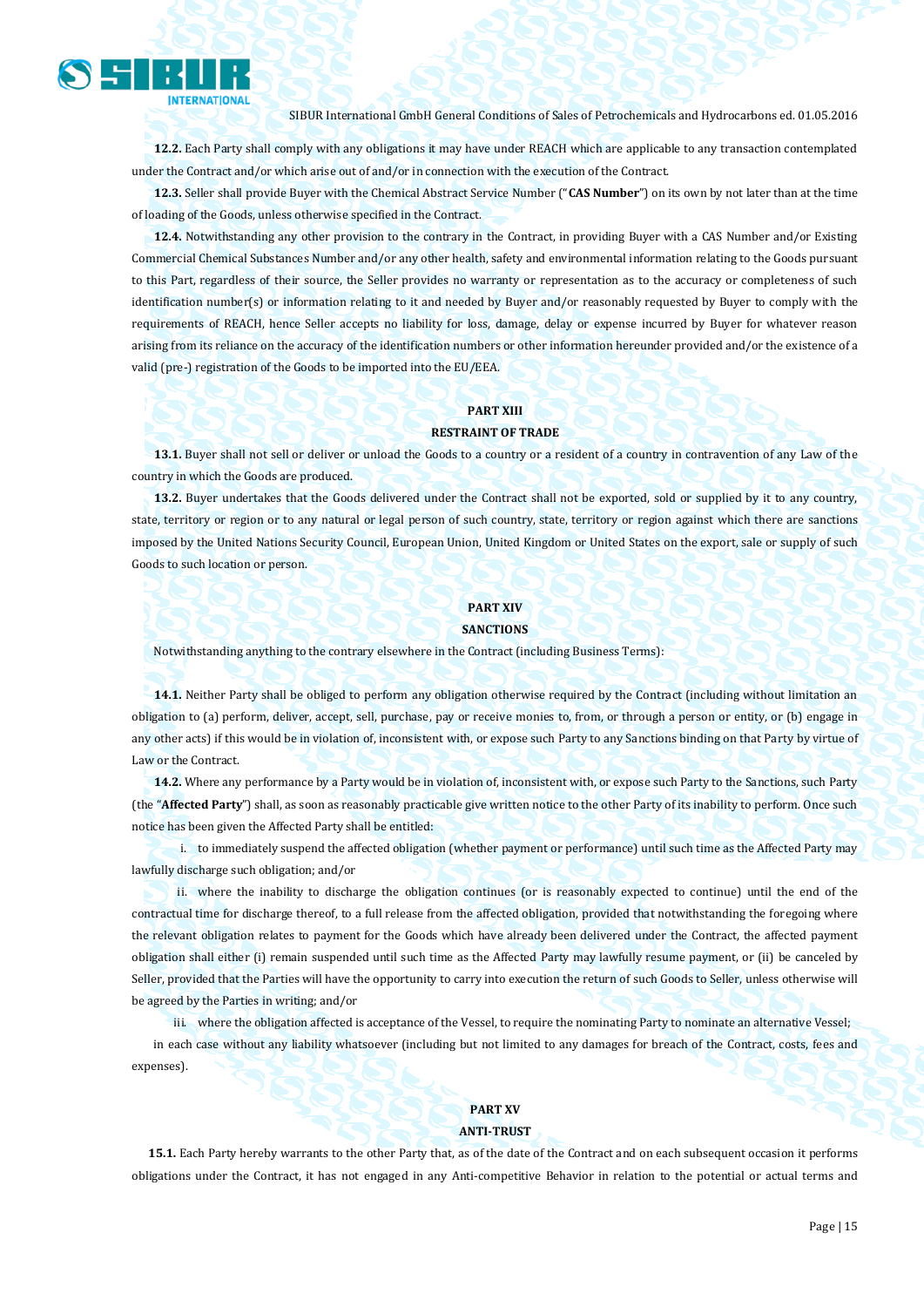**12.2.** Each Party shall comply with any obligations it may have under REACH which are applicable to any transaction contemplated under the Contract and/or which arise out of and/or in connection with the execution of the Contract.

**12.3.** Seller shall provide Buyer with the Chemical Abstract Service Number ("**CAS Number**") on its own by not later than at the time of loading of the Goods, unless otherwise specified in the Contract.

**12.4.** Notwithstanding any other provision to the contrary in the Contract, in providing Buyer with a CAS Number and/or Existing Commercial Chemical Substances Number and/or any other health, safety and environmental information relating to the Goods pursuant to this Part, regardless of their source, the Seller provides no warranty or representation as to the accuracy or completeness of such identification number(s) or information relating to it and needed by Buyer and/or reasonably requested by Buyer to comply with the requirements of REACH, hence Seller accepts no liability for loss, damage, delay or expense incurred by Buyer for whatever reason arising from its reliance on the accuracy of the identification numbers or other information hereunder provided and/or the existence of a valid (pre-) registration of the Goods to be imported into the EU/EEA.

## PART XIII
## RESTRAINT OF TRADE

**13.1.** Buyer shall not sell or deliver or unload the Goods to a country or a resident of a country in contravention of any Law of the country in which the Goods are produced.

**13.2.** Buyer undertakes that the Goods delivered under the Contract shall not be exported, sold or supplied by it to any country, state, territory or region or to any natural or legal person of such country, state, territory or region against which there are sanctions imposed by the United Nations Security Council, European Union, United Kingdom or United States on the export, sale or supply of such Goods to such location or person.

## PART XIV
## SANCTIONS

Notwithstanding anything to the contrary elsewhere in the Contract (including Business Terms):

**14.1.** Neither Party shall be obliged to perform any obligation otherwise required by the Contract (including without limitation an obligation to (a) perform, deliver, accept, sell, purchase, pay or receive monies to, from, or through a person or entity, or (b) engage in any other acts) if this would be in violation of, inconsistent with, or expose such Party to any Sanctions binding on that Party by virtue of Law or the Contract.

**14.2.** Where any performance by a Party would be in violation of, inconsistent with, or expose such Party to the Sanctions, such Party (the "**Affected Party**") shall, as soon as reasonably practicable give written notice to the other Party of its inability to perform. Once such notice has been given the Affected Party shall be entitled:

i. to immediately suspend the affected obligation (whether payment or performance) until such time as the Affected Party may lawfully discharge such obligation; and/or

ii. where the inability to discharge the obligation continues (or is reasonably expected to continue) until the end of the contractual time for discharge thereof, to a full release from the affected obligation, provided that notwithstanding the foregoing where the relevant obligation relates to payment for the Goods which have already been delivered under the Contract, the affected payment obligation shall either (i) remain suspended until such time as the Affected Party may lawfully resume payment, or (ii) be canceled by Seller, provided that the Parties will have the opportunity to carry into execution the return of such Goods to Seller, unless otherwise will be agreed by the Parties in writing; and/or

iii. where the obligation affected is acceptance of the Vessel, to require the nominating Party to nominate an alternative Vessel;

in each case without any liability whatsoever (including but not limited to any damages for breach of the Contract, costs, fees and expenses).

## PART XV
## ANTI-TRUST

**15.1.** Each Party hereby warrants to the other Party that, as of the date of the Contract and on each subsequent occasion it performs obligations under the Contract, it has not engaged in any Anti-competitive Behavior in relation to the potential or actual terms and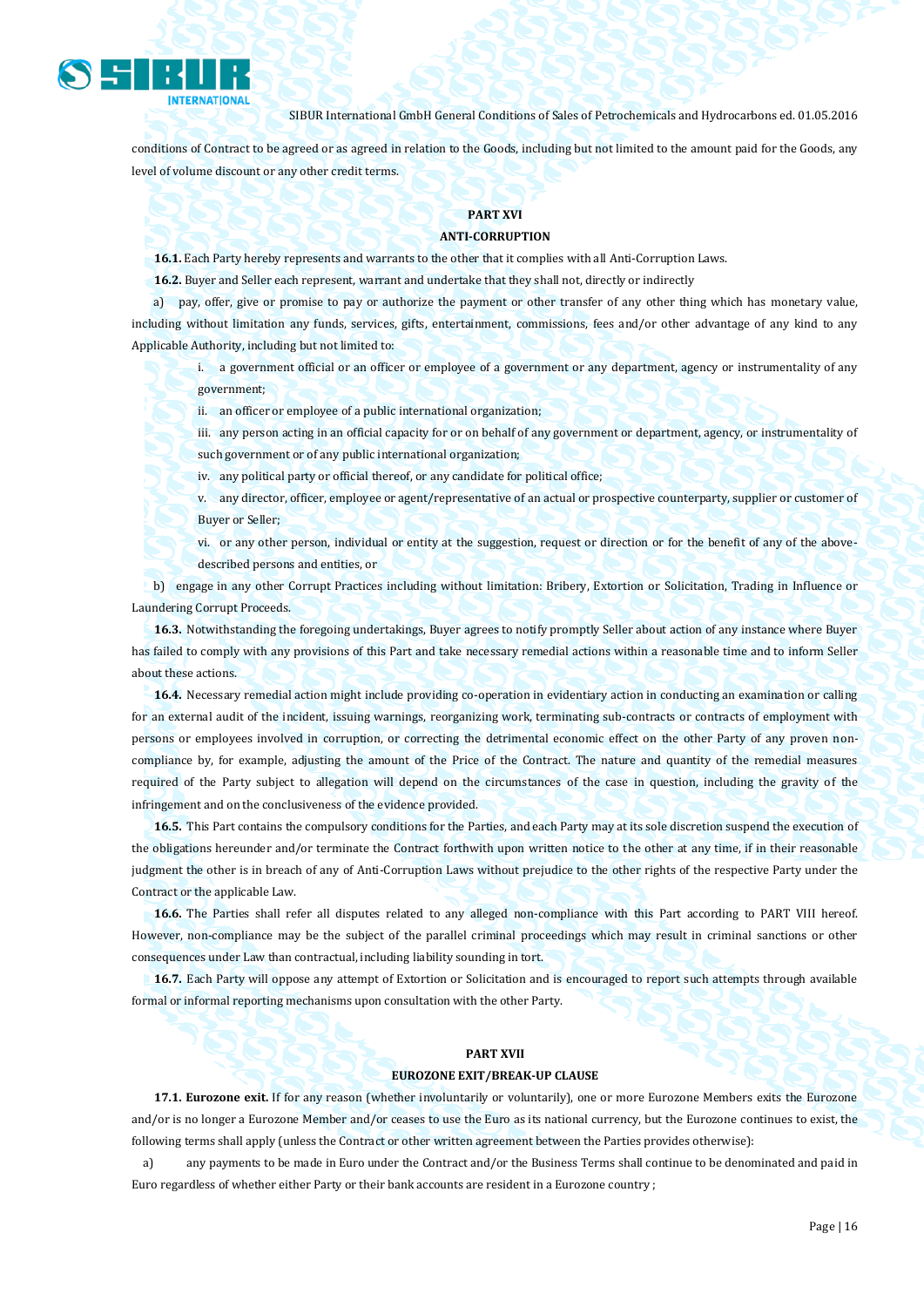conditions of Contract to be agreed or as agreed in relation to the Goods, including but not limited to the amount paid for the Goods, any level of volume discount or any other credit terms.

## PART XVI
## ANTI-CORRUPTION

**16.1.** Each Party hereby represents and warrants to the other that it complies with all Anti-Corruption Laws.

**16.2.** Buyer and Seller each represent, warrant and undertake that they shall not, directly or indirectly

a) pay, offer, give or promise to pay or authorize the payment or other transfer of any other thing which has monetary value, including without limitation any funds, services, gifts, entertainment, commissions, fees and/or other advantage of any kind to any Applicable Authority, including but not limited to:

i. a government official or an officer or employee of a government or any department, agency or instrumentality of any government;

ii. an officer or employee of a public international organization;

iii. any person acting in an official capacity for or on behalf of any government or department, agency, or instrumentality of such government or of any public international organization;

iv. any political party or official thereof, or any candidate for political office;

v. any director, officer, employee or agent/representative of an actual or prospective counterparty, supplier or customer of Buyer or Seller;

vi. or any other person, individual or entity at the suggestion, request or direction or for the benefit of any of the above-described persons and entities, or

b) engage in any other Corrupt Practices including without limitation: Bribery, Extortion or Solicitation, Trading in Influence or Laundering Corrupt Proceeds.

**16.3.** Notwithstanding the foregoing undertakings, Buyer agrees to notify promptly Seller about action of any instance where Buyer has failed to comply with any provisions of this Part and take necessary remedial actions within a reasonable time and to inform Seller about these actions.

**16.4.** Necessary remedial action might include providing co-operation in evidentiary action in conducting an examination or calling for an external audit of the incident, issuing warnings, reorganizing work, terminating sub-contracts or contracts of employment with persons or employees involved in corruption, or correcting the detrimental economic effect on the other Party of any proven non-compliance by, for example, adjusting the amount of the Price of the Contract. The nature and quantity of the remedial measures required of the Party subject to allegation will depend on the circumstances of the case in question, including the gravity of the infringement and on the conclusiveness of the evidence provided.

**16.5.** This Part contains the compulsory conditions for the Parties, and each Party may at its sole discretion suspend the execution of the obligations hereunder and/or terminate the Contract forthwith upon written notice to the other at any time, if in their reasonable judgment the other is in breach of any of Anti-Corruption Laws without prejudice to the other rights of the respective Party under the Contract or the applicable Law.

**16.6.** The Parties shall refer all disputes related to any alleged non-compliance with this Part according to PART VIII hereof. However, non-compliance may be the subject of the parallel criminal proceedings which may result in criminal sanctions or other consequences under Law than contractual, including liability sounding in tort.

**16.7.** Each Party will oppose any attempt of Extortion or Solicitation and is encouraged to report such attempts through available formal or informal reporting mechanisms upon consultation with the other Party.

## PART XVII
## EUROZONE EXIT/BREAK-UP CLAUSE

**17.1. Eurozone exit.** If for any reason (whether involuntarily or voluntarily), one or more Eurozone Members exits the Eurozone and/or is no longer a Eurozone Member and/or ceases to use the Euro as its national currency, but the Eurozone continues to exist, the following terms shall apply (unless the Contract or other written agreement between the Parties provides otherwise):

a) any payments to be made in Euro under the Contract and/or the Business Terms shall continue to be denominated and paid in Euro regardless of whether either Party or their bank accounts are resident in a Eurozone country ;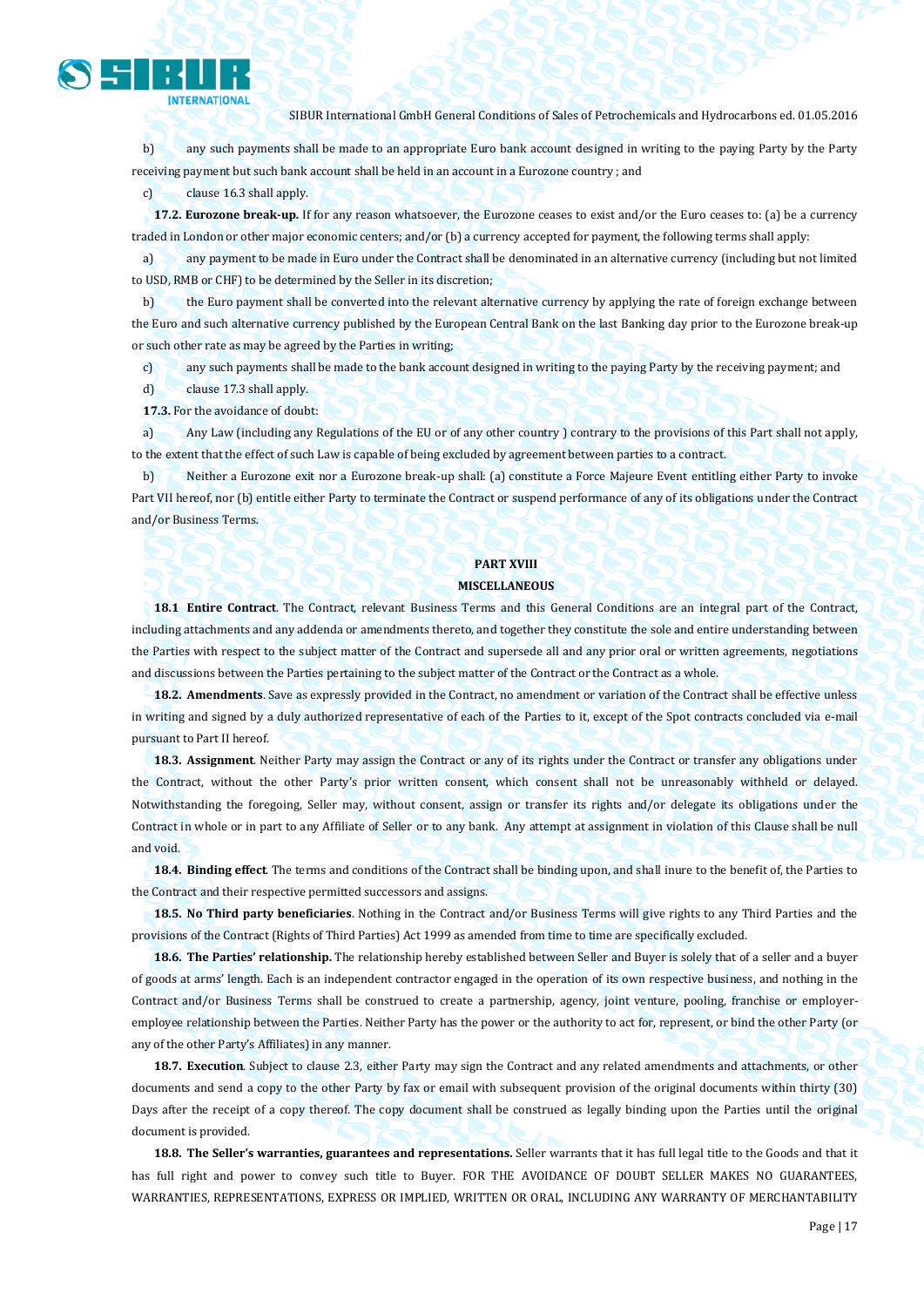b) any such payments shall be made to an appropriate Euro bank account designed in writing to the paying Party by the Party receiving payment but such bank account shall be held in an account in a Eurozone country ; and

c) clause 16.3 shall apply.

**17.2. Eurozone break-up.** If for any reason whatsoever, the Eurozone ceases to exist and/or the Euro ceases to: (a) be a currency traded in London or other major economic centers; and/or (b) a currency accepted for payment, the following terms shall apply:

a) any payment to be made in Euro under the Contract shall be denominated in an alternative currency (including but not limited to USD, RMB or CHF) to be determined by the Seller in its discretion;

b) the Euro payment shall be converted into the relevant alternative currency by applying the rate of foreign exchange between the Euro and such alternative currency published by the European Central Bank on the last Banking day prior to the Eurozone break-up or such other rate as may be agreed by the Parties in writing;

c) any such payments shall be made to the bank account designed in writing to the paying Party by the receiving payment; and

d) clause 17.3 shall apply.

**17.3.** For the avoidance of doubt:

a) Any Law (including any Regulations of the EU or of any other country ) contrary to the provisions of this Part shall not apply, to the extent that the effect of such Law is capable of being excluded by agreement between parties to a contract.

b) Neither a Eurozone exit nor a Eurozone break-up shall: (a) constitute a Force Majeure Event entitling either Party to invoke Part VII hereof, nor (b) entitle either Party to terminate the Contract or suspend performance of any of its obligations under the Contract and/or Business Terms.

## PART XVIII

## MISCELLANEOUS

**18.1 Entire Contract**. The Contract, relevant Business Terms and this General Conditions are an integral part of the Contract, including attachments and any addenda or amendments thereto, and together they constitute the sole and entire understanding between the Parties with respect to the subject matter of the Contract and supersede all and any prior oral or written agreements, negotiations and discussions between the Parties pertaining to the subject matter of the Contract or the Contract as a whole.

**18.2. Amendments**. Save as expressly provided in the Contract, no amendment or variation of the Contract shall be effective unless in writing and signed by a duly authorized representative of each of the Parties to it, except of the Spot contracts concluded via e-mail pursuant to Part II hereof.

**18.3. Assignment**. Neither Party may assign the Contract or any of its rights under the Contract or transfer any obligations under the Contract, without the other Party's prior written consent, which consent shall not be unreasonably withheld or delayed. Notwithstanding the foregoing, Seller may, without consent, assign or transfer its rights and/or delegate its obligations under the Contract in whole or in part to any Affiliate of Seller or to any bank. Any attempt at assignment in violation of this Clause shall be null and void.

**18.4. Binding effect**. The terms and conditions of the Contract shall be binding upon, and shall inure to the benefit of, the Parties to the Contract and their respective permitted successors and assigns.

**18.5. No Third party beneficiaries**. Nothing in the Contract and/or Business Terms will give rights to any Third Parties and the provisions of the Contract (Rights of Third Parties) Act 1999 as amended from time to time are specifically excluded.

**18.6. The Parties' relationship.** The relationship hereby established between Seller and Buyer is solely that of a seller and a buyer of goods at arms' length. Each is an independent contractor engaged in the operation of its own respective business, and nothing in the Contract and/or Business Terms shall be construed to create a partnership, agency, joint venture, pooling, franchise or employer-employee relationship between the Parties. Neither Party has the power or the authority to act for, represent, or bind the other Party (or any of the other Party's Affiliates) in any manner.

**18.7. Execution**. Subject to clause 2.3, either Party may sign the Contract and any related amendments and attachments, or other documents and send a copy to the other Party by fax or email with subsequent provision of the original documents within thirty (30) Days after the receipt of a copy thereof. The copy document shall be construed as legally binding upon the Parties until the original document is provided.

**18.8. The Seller's warranties, guarantees and representations.** Seller warrants that it has full legal title to the Goods and that it has full right and power to convey such title to Buyer. FOR THE AVOIDANCE OF DOUBT SELLER MAKES NO GUARANTEES, WARRANTIES, REPRESENTATIONS, EXPRESS OR IMPLIED, WRITTEN OR ORAL, INCLUDING ANY WARRANTY OF MERCHANTABILITY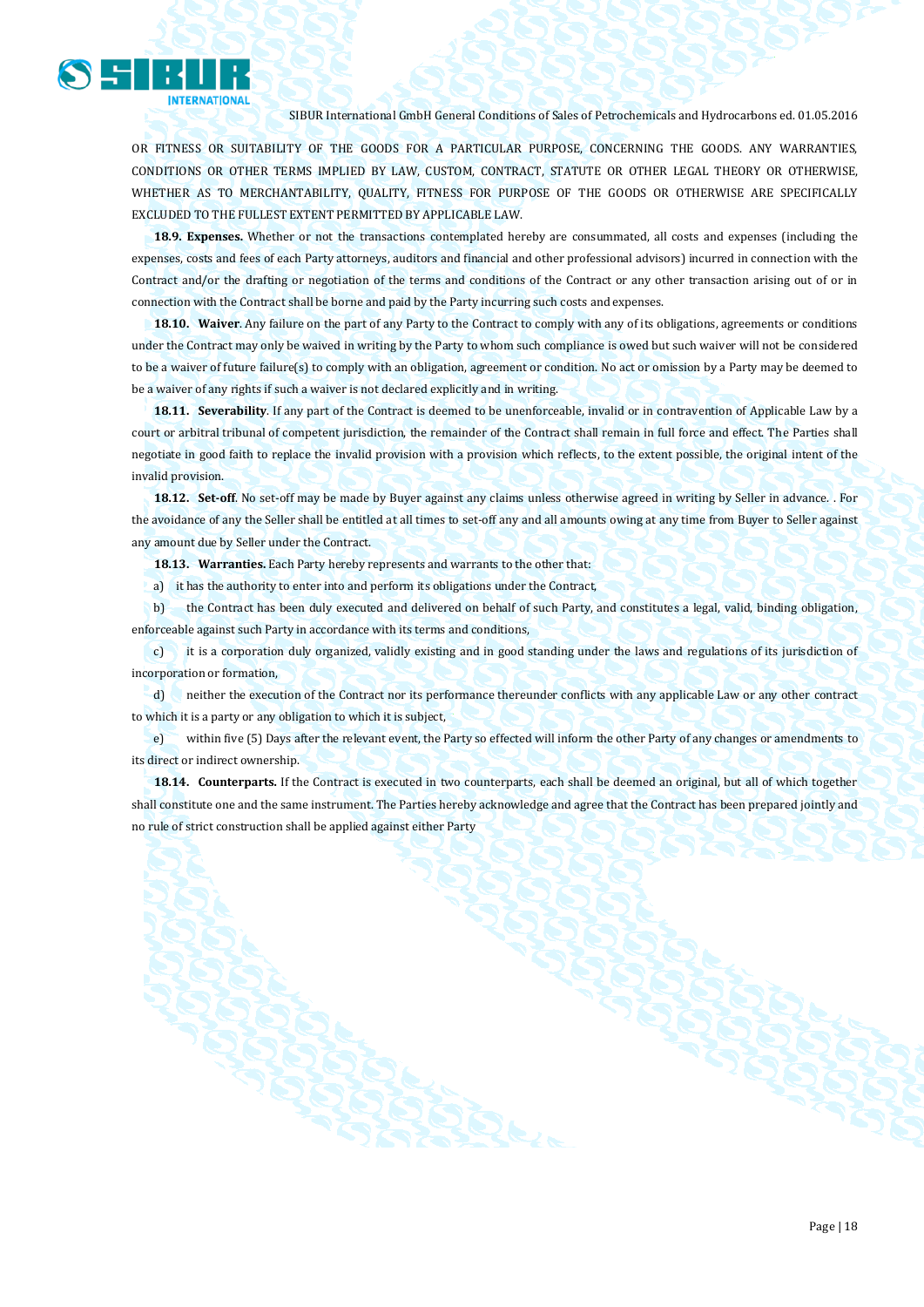OR FITNESS OR SUITABILITY OF THE GOODS FOR A PARTICULAR PURPOSE, CONCERNING THE GOODS. ANY WARRANTIES, CONDITIONS OR OTHER TERMS IMPLIED BY LAW, CUSTOM, CONTRACT, STATUTE OR OTHER LEGAL THEORY OR OTHERWISE, WHETHER AS TO MERCHANTABILITY, QUALITY, FITNESS FOR PURPOSE OF THE GOODS OR OTHERWISE ARE SPECIFICALLY EXCLUDED TO THE FULLEST EXTENT PERMITTED BY APPLICABLE LAW.

**18.9. Expenses.** Whether or not the transactions contemplated hereby are consummated, all costs and expenses (including the expenses, costs and fees of each Party attorneys, auditors and financial and other professional advisors) incurred in connection with the Contract and/or the drafting or negotiation of the terms and conditions of the Contract or any other transaction arising out of or in connection with the Contract shall be borne and paid by the Party incurring such costs and expenses.

**18.10. Waiver**. Any failure on the part of any Party to the Contract to comply with any of its obligations, agreements or conditions under the Contract may only be waived in writing by the Party to whom such compliance is owed but such waiver will not be considered to be a waiver of future failure(s) to comply with an obligation, agreement or condition. No act or omission by a Party may be deemed to be a waiver of any rights if such a waiver is not declared explicitly and in writing.

**18.11. Severability**. If any part of the Contract is deemed to be unenforceable, invalid or in contravention of Applicable Law by a court or arbitral tribunal of competent jurisdiction, the remainder of the Contract shall remain in full force and effect. The Parties shall negotiate in good faith to replace the invalid provision with a provision which reflects, to the extent possible, the original intent of the invalid provision.

**18.12. Set-off**. No set-off may be made by Buyer against any claims unless otherwise agreed in writing by Seller in advance. . For the avoidance of any the Seller shall be entitled at all times to set-off any and all amounts owing at any time from Buyer to Seller against any amount due by Seller under the Contract.

**18.13. Warranties.** Each Party hereby represents and warrants to the other that:

a) it has the authority to enter into and perform its obligations under the Contract,

b) the Contract has been duly executed and delivered on behalf of such Party, and constitutes a legal, valid, binding obligation, enforceable against such Party in accordance with its terms and conditions,

c) it is a corporation duly organized, validly existing and in good standing under the laws and regulations of its jurisdiction of incorporation or formation,

d) neither the execution of the Contract nor its performance thereunder conflicts with any applicable Law or any other contract to which it is a party or any obligation to which it is subject,

e) within five (5) Days after the relevant event, the Party so effected will inform the other Party of any changes or amendments to its direct or indirect ownership.

**18.14. Counterparts.** If the Contract is executed in two counterparts, each shall be deemed an original, but all of which together shall constitute one and the same instrument. The Parties hereby acknowledge and agree that the Contract has been prepared jointly and no rule of strict construction shall be applied against either Party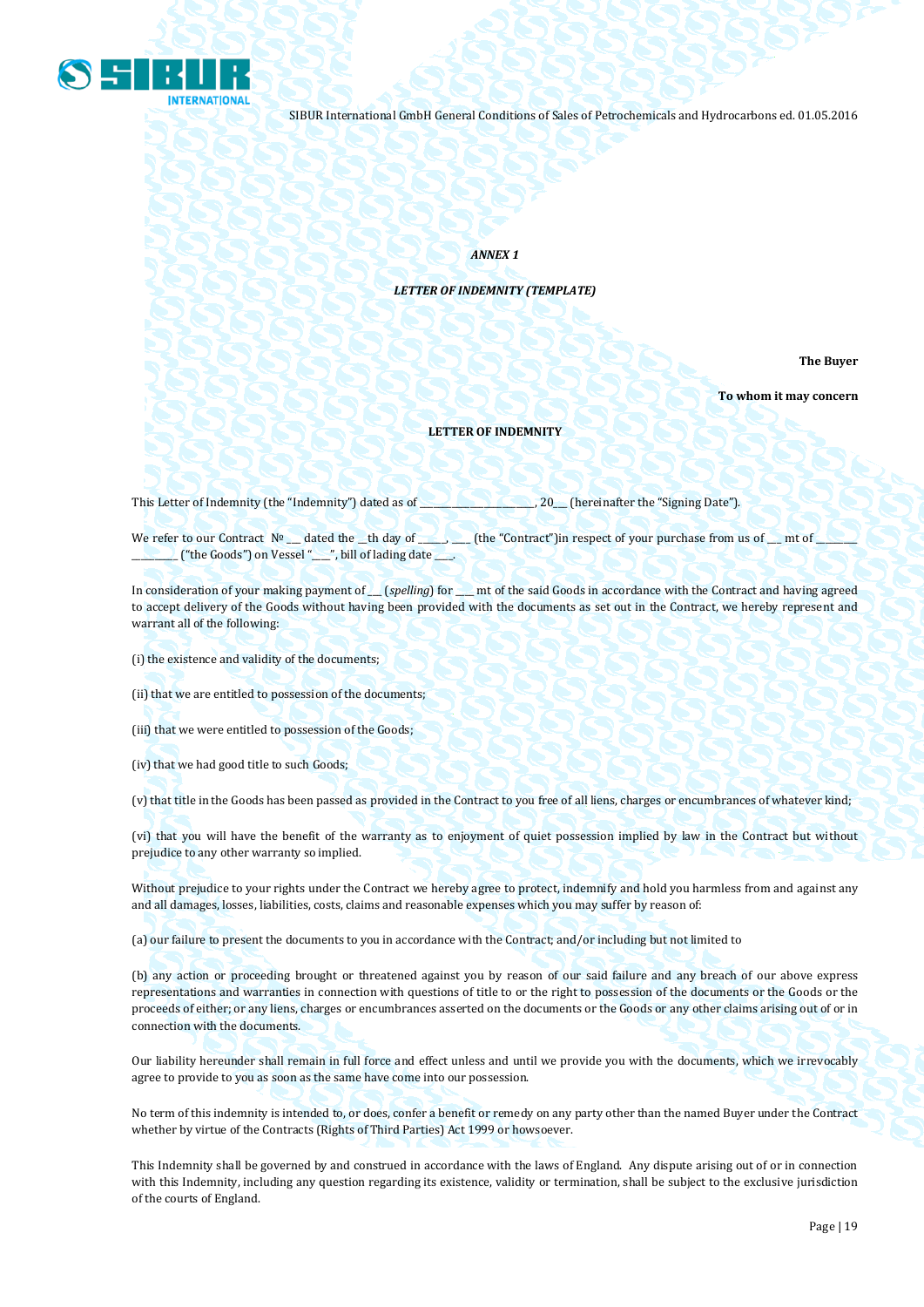*ANNEX 1*

*LETTER OF INDEMNITY (TEMPLATE)*

**The Buyer**

**To whom it may concern**

**LETTER OF INDEMNITY**

This Letter of Indemnity (the "Indemnity") dated as of \_\_\_\_\_\_\_\_\_\_\_\_\_\_\_\_\_\_\_\_\_\_\_, 20\_\_\_ (hereinafter the "Signing Date").

We refer to our Contract № \_\_\_ dated the \_\_th day of \_\_\_\_\_, \_\_\_\_ (the "Contract")in respect of your purchase from us of \_\_\_ mt of \_\_\_\_\_\_\_\_ \_\_\_\_\_\_\_\_\_ ("the Goods") on Vessel "\_\_\_\_", bill of lading date \_\_\_\_.

In consideration of your making payment of \_\_\_ (*spelling*) for \_\_\_\_ mt of the said Goods in accordance with the Contract and having agreed to accept delivery of the Goods without having been provided with the documents as set out in the Contract, we hereby represent and warrant all of the following:

(i) the existence and validity of the documents;

(ii) that we are entitled to possession of the documents;

(iii) that we were entitled to possession of the Goods;

(iv) that we had good title to such Goods;

(v) that title in the Goods has been passed as provided in the Contract to you free of all liens, charges or encumbrances of whatever kind;

(vi) that you will have the benefit of the warranty as to enjoyment of quiet possession implied by law in the Contract but without prejudice to any other warranty so implied.

Without prejudice to your rights under the Contract we hereby agree to protect, indemnify and hold you harmless from and against any and all damages, losses, liabilities, costs, claims and reasonable expenses which you may suffer by reason of:

(a) our failure to present the documents to you in accordance with the Contract; and/or including but not limited to

(b) any action or proceeding brought or threatened against you by reason of our said failure and any breach of our above express representations and warranties in connection with questions of title to or the right to possession of the documents or the Goods or the proceeds of either; or any liens, charges or encumbrances asserted on the documents or the Goods or any other claims arising out of or in connection with the documents.

Our liability hereunder shall remain in full force and effect unless and until we provide you with the documents, which we irrevocably agree to provide to you as soon as the same have come into our possession.

No term of this indemnity is intended to, or does, confer a benefit or remedy on any party other than the named Buyer under the Contract whether by virtue of the Contracts (Rights of Third Parties) Act 1999 or howsoever.

This Indemnity shall be governed by and construed in accordance with the laws of England. Any dispute arising out of or in connection with this Indemnity, including any question regarding its existence, validity or termination, shall be subject to the exclusive jurisdiction of the courts of England.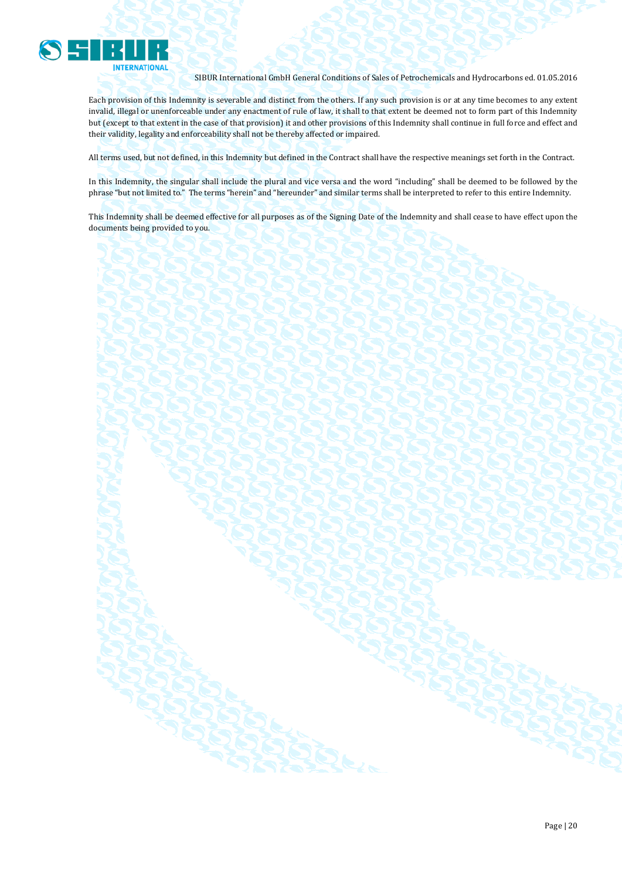Each provision of this Indemnity is severable and distinct from the others. If any such provision is or at any time becomes to any extent invalid, illegal or unenforceable under any enactment of rule of law, it shall to that extent be deemed not to form part of this Indemnity but (except to that extent in the case of that provision) it and other provisions of this Indemnity shall continue in full force and effect and their validity, legality and enforceability shall not be thereby affected or impaired.

All terms used, but not defined, in this Indemnity but defined in the Contract shall have the respective meanings set forth in the Contract.

In this Indemnity, the singular shall include the plural and vice versa and the word "including" shall be deemed to be followed by the phrase "but not limited to." The terms "herein" and "hereunder" and similar terms shall be interpreted to refer to this entire Indemnity.

This Indemnity shall be deemed effective for all purposes as of the Signing Date of the Indemnity and shall cease to have effect upon the documents being provided to you.